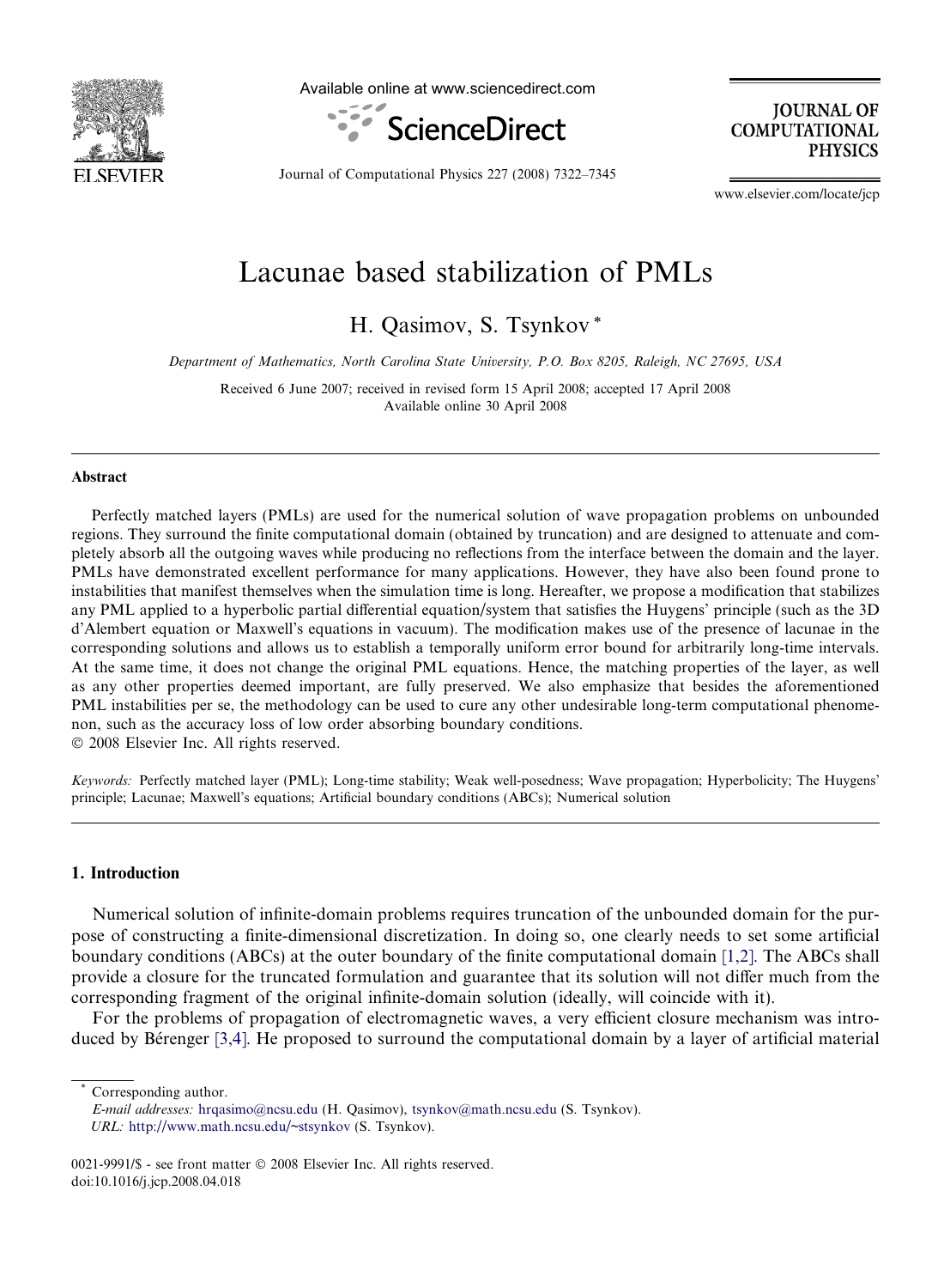# Lacunae based stabilization of PMLs

H. Qasimov, S. Tsynkov *

*Department of Mathematics, North Carolina State University, P.O. Box 8205, Raleigh, NC 27695, USA*

Received 6 June 2007; received in revised form 15 April 2008; accepted 17 April 2008
Available online 30 April 2008

## Abstract

Perfectly matched layers (PMLs) are used for the numerical solution of wave propagation problems on unbounded regions. They surround the finite computational domain (obtained by truncation) and are designed to attenuate and completely absorb all the outgoing waves while producing no reflections from the interface between the domain and the layer. PMLs have demonstrated excellent performance for many applications. However, they have also been found prone to instabilities that manifest themselves when the simulation time is long. Hereafter, we propose a modification that stabilizes any PML applied to a hyperbolic partial differential equation/system that satisfies the Huygens' principle (such as the 3D d'Alembert equation or Maxwell's equations in vacuum). The modification makes use of the presence of lacunae in the corresponding solutions and allows us to establish a temporally uniform error bound for arbitrarily long-time intervals. At the same time, it does not change the original PML equations. Hence, the matching properties of the layer, as well as any other properties deemed important, are fully preserved. We also emphasize that besides the aforementioned PML instabilities per se, the methodology can be used to cure any other undesirable long-term computational phenomenon, such as the accuracy loss of low order absorbing boundary conditions.

© 2008 Elsevier Inc. All rights reserved.

*Keywords:* Perfectly matched layer (PML); Long-time stability; Weak well-posedness; Wave propagation; Hyperbolicity; The Huygens' principle; Lacunae; Maxwell's equations; Artificial boundary conditions (ABCs); Numerical solution

## 1. Introduction

Numerical solution of infinite-domain problems requires truncation of the unbounded domain for the purpose of constructing a finite-dimensional discretization. In doing so, one clearly needs to set some artificial boundary conditions (ABCs) at the outer boundary of the finite computational domain [1,2]. The ABCs shall provide a closure for the truncated formulation and guarantee that its solution will not differ much from the corresponding fragment of the original infinite-domain solution (ideally, will coincide with it).

For the problems of propagation of electromagnetic waves, a very efficient closure mechanism was introduced by Bérenger [3,4]. He proposed to surround the computational domain by a layer of artificial material

---

* Corresponding author.
*E-mail addresses:* hrqasimo@ncsu.edu (H. Qasimov), tsynkov@math.ncsu.edu (S. Tsynkov).
*URL:* http://www.math.ncsu.edu/~stsynkov (S. Tsynkov).

0021-9991/$ - see front matter © 2008 Elsevier Inc. All rights reserved.
doi:10.1016/j.jcp.2008.04.018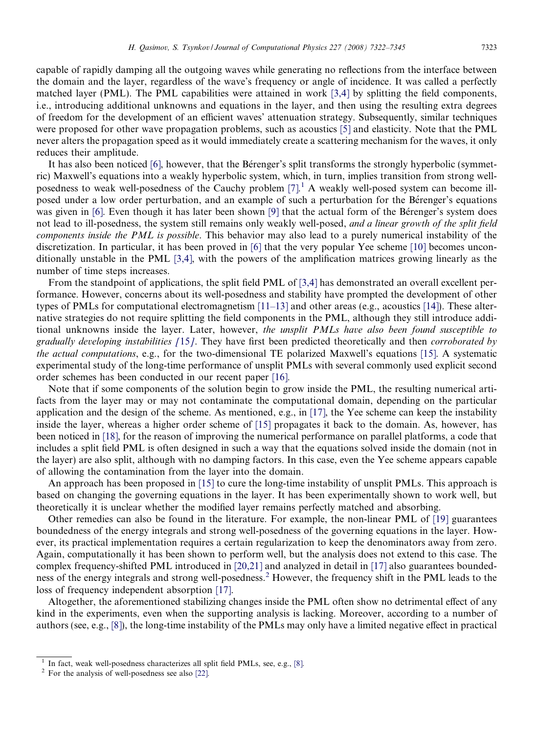capable of rapidly damping all the outgoing waves while generating no reflections from the interface between the domain and the layer, regardless of the wave's frequency or angle of incidence. It was called a perfectly matched layer (PML). The PML capabilities were attained in work [3,4] by splitting the field components, i.e., introducing additional unknowns and equations in the layer, and then using the resulting extra degrees of freedom for the development of an efficient waves' attenuation strategy. Subsequently, similar techniques were proposed for other wave propagation problems, such as acoustics [5] and elasticity. Note that the PML never alters the propagation speed as it would immediately create a scattering mechanism for the waves, it only reduces their amplitude.

It has also been noticed [6], however, that the Bérenger's split transforms the strongly hyperbolic (symmetric) Maxwell's equations into a weakly hyperbolic system, which, in turn, implies transition from strong well-posedness to weak well-posedness of the Cauchy problem [7].[1] A weakly well-posed system can become ill-posed under a low order perturbation, and an example of such a perturbation for the Bérenger's equations was given in [6]. Even though it has later been shown [9] that the actual form of the Bérenger's system does not lead to ill-posedness, the system still remains only weakly well-posed, *and a linear growth of the split field components inside the PML is possible*. This behavior may also lead to a purely numerical instability of the discretization. In particular, it has been proved in [6] that the very popular Yee scheme [10] becomes unconditionally unstable in the PML [3,4], with the powers of the amplification matrices growing linearly as the number of time steps increases.

From the standpoint of applications, the split field PML of [3,4] has demonstrated an overall excellent performance. However, concerns about its well-posedness and stability have prompted the development of other types of PMLs for computational electromagnetism [11–13] and other areas (e.g., acoustics [14]). These alternative strategies do not require splitting the field components in the PML, although they still introduce additional unknowns inside the layer. Later, however, *the unsplit PMLs have also been found susceptible to gradually developing instabilities [15]*. They have first been predicted theoretically and then *corroborated by the actual computations*, e.g., for the two-dimensional TE polarized Maxwell's equations [15]. A systematic experimental study of the long-time performance of unsplit PMLs with several commonly used explicit second order schemes has been conducted in our recent paper [16].

Note that if some components of the solution begin to grow inside the PML, the resulting numerical artifacts from the layer may or may not contaminate the computational domain, depending on the particular application and the design of the scheme. As mentioned, e.g., in [17], the Yee scheme can keep the instability inside the layer, whereas a higher order scheme of [15] propagates it back to the domain. As, however, has been noticed in [18], for the reason of improving the numerical performance on parallel platforms, a code that includes a split field PML is often designed in such a way that the equations solved inside the domain (not in the layer) are also split, although with no damping factors. In this case, even the Yee scheme appears capable of allowing the contamination from the layer into the domain.

An approach has been proposed in [15] to cure the long-time instability of unsplit PMLs. This approach is based on changing the governing equations in the layer. It has been experimentally shown to work well, but theoretically it is unclear whether the modified layer remains perfectly matched and absorbing.

Other remedies can also be found in the literature. For example, the non-linear PML of [19] guarantees boundedness of the energy integrals and strong well-posedness of the governing equations in the layer. However, its practical implementation requires a certain regularization to keep the denominators away from zero. Again, computationally it has been shown to perform well, but the analysis does not extend to this case. The complex frequency-shifted PML introduced in [20,21] and analyzed in detail in [17] also guarantees boundedness of the energy integrals and strong well-posedness.[2] However, the frequency shift in the PML leads to the loss of frequency independent absorption [17].

Altogether, the aforementioned stabilizing changes inside the PML often show no detrimental effect of any kind in the experiments, even when the supporting analysis is lacking. Moreover, according to a number of authors (see, e.g., [8]), the long-time instability of the PMLs may only have a limited negative effect in practical

[1] In fact, weak well-posedness characterizes all split field PMLs, see, e.g., [8].

[2] For the analysis of well-posedness see also [22].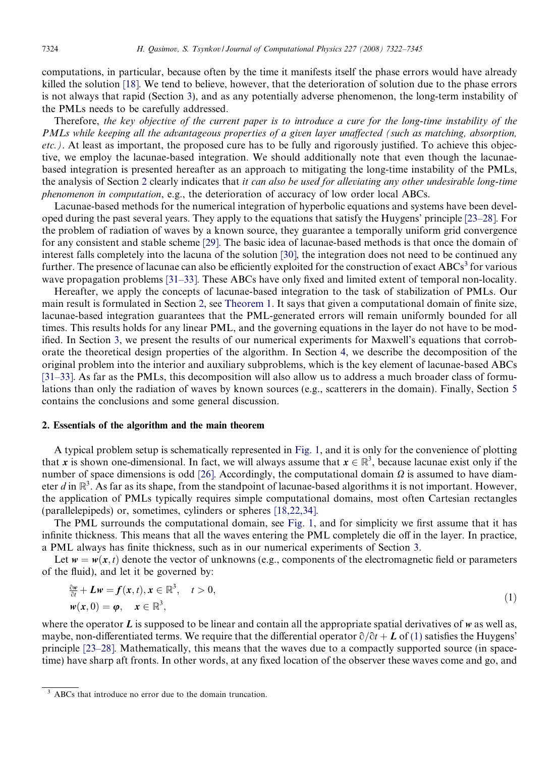computations, in particular, because often by the time it manifests itself the phase errors would have already killed the solution [18]. We tend to believe, however, that the deterioration of solution due to the phase errors is not always that rapid (Section 3), and as any potentially adverse phenomenon, the long-term instability of the PMLs needs to be carefully addressed.

Therefore, *the key objective of the current paper is to introduce a cure for the long-time instability of the PMLs while keeping all the advantageous properties of a given layer unaffected (such as matching, absorption, etc.)*. At least as important, the proposed cure has to be fully and rigorously justified. To achieve this objective, we employ the lacunae-based integration. We should additionally note that even though the lacunae-based integration is presented hereafter as an approach to mitigating the long-time instability of the PMLs, the analysis of Section 2 clearly indicates that *it can also be used for alleviating any other undesirable long-time phenomenon in computation*, e.g., the deterioration of accuracy of low order local ABCs.

Lacunae-based methods for the numerical integration of hyperbolic equations and systems have been developed during the past several years. They apply to the equations that satisfy the Huygens' principle [23–28]. For the problem of radiation of waves by a known source, they guarantee a temporally uniform grid convergence for any consistent and stable scheme [29]. The basic idea of lacunae-based methods is that once the domain of interest falls completely into the lacuna of the solution [30], the integration does not need to be continued any further. The presence of lacunae can also be efficiently exploited for the construction of exact ABCs[3] for various wave propagation problems [31–33]. These ABCs have only fixed and limited extent of temporal non-locality.

Hereafter, we apply the concepts of lacunae-based integration to the task of stabilization of PMLs. Our main result is formulated in Section 2, see Theorem 1. It says that given a computational domain of finite size, lacunae-based integration guarantees that the PML-generated errors will remain uniformly bounded for all times. This results holds for any linear PML, and the governing equations in the layer do not have to be modified. In Section 3, we present the results of our numerical experiments for Maxwell's equations that corroborate the theoretical design properties of the algorithm. In Section 4, we describe the decomposition of the original problem into the interior and auxiliary subproblems, which is the key element of lacunae-based ABCs [31–33]. As far as the PMLs, this decomposition will also allow us to address a much broader class of formulations than only the radiation of waves by known sources (e.g., scatterers in the domain). Finally, Section 5 contains the conclusions and some general discussion.

## 2. Essentials of the algorithm and the main theorem

A typical problem setup is schematically represented in Fig. 1, and it is only for the convenience of plotting that $\boldsymbol{x}$ is shown one-dimensional. In fact, we will always assume that $\boldsymbol{x} \in \mathbb{R}^3$, because lacunae exist only if the number of space dimensions is odd [26]. Accordingly, the computational domain $\Omega$ is assumed to have diameter $d$ in $\mathbb{R}^3$. As far as its shape, from the standpoint of lacunae-based algorithms it is not important. However, the application of PMLs typically requires simple computational domains, most often Cartesian rectangles (parallelepipeds) or, sometimes, cylinders or spheres [18,22,34].

The PML surrounds the computational domain, see Fig. 1, and for simplicity we first assume that it has infinite thickness. This means that all the waves entering the PML completely die off in the layer. In practice, a PML always has finite thickness, such as in our numerical experiments of Section 3.

Let $\boldsymbol{w} = \boldsymbol{w}(\boldsymbol{x}, t)$ denote the vector of unknowns (e.g., components of the electromagnetic field or parameters of the fluid), and let it be governed by:

$$
\begin{aligned}
&\tfrac{\partial \boldsymbol{w}}{\partial t} + \boldsymbol{L}\boldsymbol{w} = \boldsymbol{f}(\boldsymbol{x}, t), \boldsymbol{x} \in \mathbb{R}^3, \quad t > 0, \\
&\boldsymbol{w}(\boldsymbol{x}, 0) = \boldsymbol{\varphi}, \quad \boldsymbol{x} \in \mathbb{R}^3,
\end{aligned}
\tag{1}
$$

where the operator $\boldsymbol{L}$ is supposed to be linear and contain all the appropriate spatial derivatives of $\boldsymbol{w}$ as well as, maybe, non-differentiated terms. We require that the differential operator $\partial/\partial t + \boldsymbol{L}$ of (1) satisfies the Huygens' principle [23–28]. Mathematically, this means that the waves due to a compactly supported source (in space-time) have sharp aft fronts. In other words, at any fixed location of the observer these waves come and go, and

[3] ABCs that introduce no error due to the domain truncation.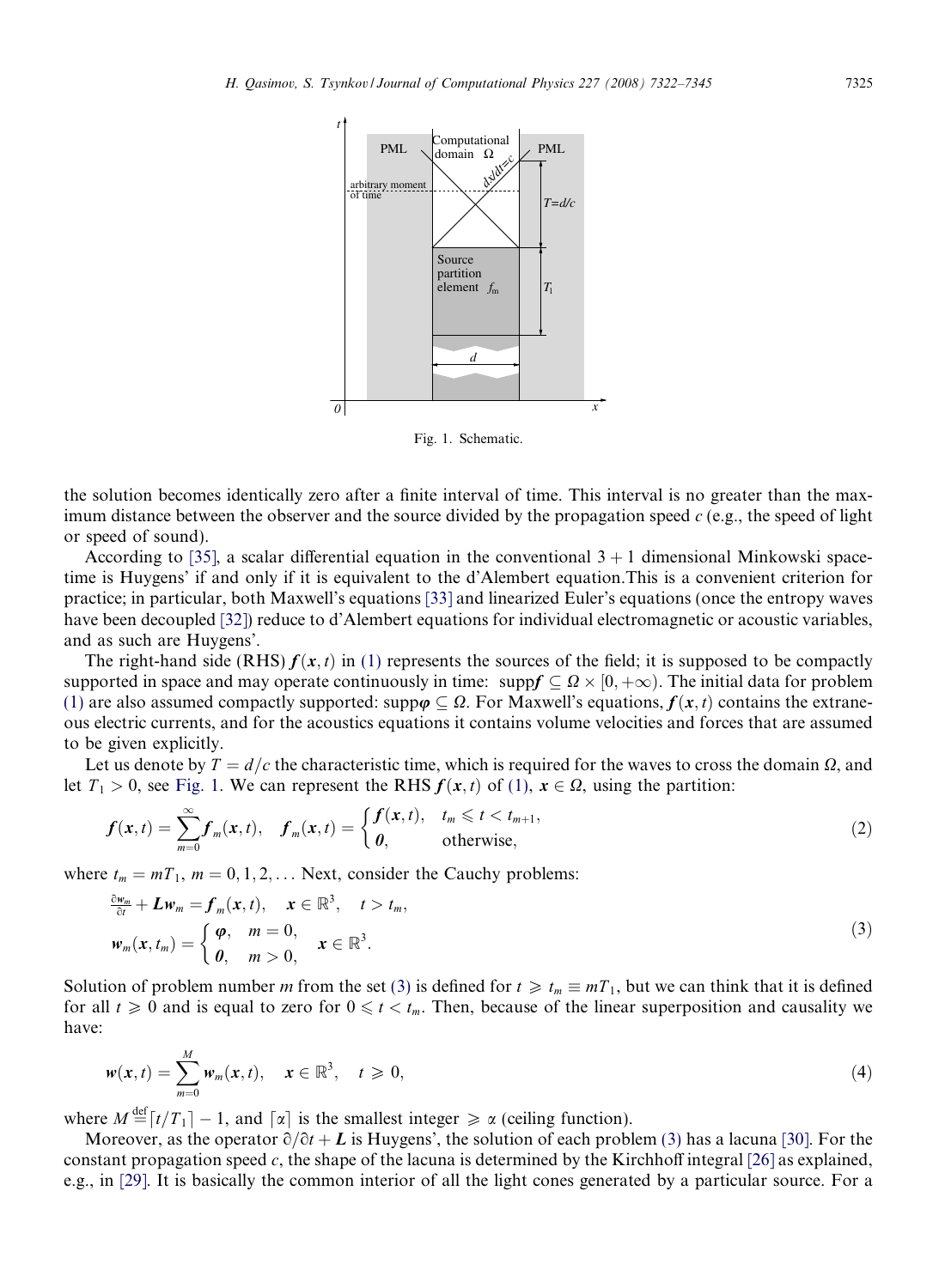Fig. 1. Schematic.

the solution becomes identically zero after a finite interval of time. This interval is no greater than the maximum distance between the observer and the source divided by the propagation speed $c$ (e.g., the speed of light or speed of sound).

According to [35], a scalar differential equation in the conventional $3+1$ dimensional Minkowski space-time is Huygens' if and only if it is equivalent to the d'Alembert equation.This is a convenient criterion for practice; in particular, both Maxwell's equations [33] and linearized Euler's equations (once the entropy waves have been decoupled [32]) reduce to d'Alembert equations for individual electromagnetic or acoustic variables, and as such are Huygens'.

The right-hand side (RHS) $\boldsymbol{f}(\boldsymbol{x},t)$ in (1) represents the sources of the field; it is supposed to be compactly supported in space and may operate continuously in time: $\text{supp}\boldsymbol{f} \subseteq \Omega \times [0,+\infty)$. The initial data for problem (1) are also assumed compactly supported: $\text{supp}\boldsymbol{\varphi} \subseteq \Omega$. For Maxwell's equations, $\boldsymbol{f}(\boldsymbol{x},t)$ contains the extraneous electric currents, and for the acoustics equations it contains volume velocities and forces that are assumed to be given explicitly.

Let us denote by $T = d/c$ the characteristic time, which is required for the waves to cross the domain $\Omega$, and let $T_1 > 0$, see Fig. 1. We can represent the RHS $\boldsymbol{f}(\boldsymbol{x},t)$ of (1), $\boldsymbol{x} \in \Omega$, using the partition:

$$\boldsymbol{f}(\boldsymbol{x},t) = \sum_{m=0}^{\infty} \boldsymbol{f}_m(\boldsymbol{x},t), \quad \boldsymbol{f}_m(\boldsymbol{x},t) = \begin{cases} \boldsymbol{f}(\boldsymbol{x},t), & t_m \leqslant t < t_{m+1}, \\ \boldsymbol{0}, & \text{otherwise}, \end{cases} \tag{2}$$

where $t_m = mT_1$, $m = 0,1,2,\ldots$ Next, consider the Cauchy problems:

$$\begin{aligned} &\frac{\partial \boldsymbol{w}_m}{\partial t} + \boldsymbol{L}\boldsymbol{w}_m = \boldsymbol{f}_m(\boldsymbol{x},t), \quad \boldsymbol{x} \in \mathbb{R}^3, \quad t > t_m, \\ &\boldsymbol{w}_m(\boldsymbol{x},t_m) = \begin{cases} \boldsymbol{\varphi}, & m = 0, \\ \boldsymbol{0}, & m > 0, \end{cases} \quad \boldsymbol{x} \in \mathbb{R}^3. \end{aligned} \tag{3}$$

Solution of problem number $m$ from the set (3) is defined for $t \geqslant t_m \equiv mT_1$, but we can think that it is defined for all $t \geqslant 0$ and is equal to zero for $0 \leqslant t < t_m$. Then, because of the linear superposition and causality we have:

$$\boldsymbol{w}(\boldsymbol{x},t) = \sum_{m=0}^{M} \boldsymbol{w}_m(\boldsymbol{x},t), \quad \boldsymbol{x} \in \mathbb{R}^3, \quad t \geqslant 0, \tag{4}$$

where $M \stackrel{\text{def}}{=} \lceil t/T_1 \rceil - 1$, and $\lceil \alpha \rceil$ is the smallest integer $\geqslant \alpha$ (ceiling function).

Moreover, as the operator $\partial/\partial t + \boldsymbol{L}$ is Huygens', the solution of each problem (3) has a lacuna [30]. For the constant propagation speed $c$, the shape of the lacuna is determined by the Kirchhoff integral [26] as explained, e.g., in [29]. It is basically the common interior of all the light cones generated by a particular source. For a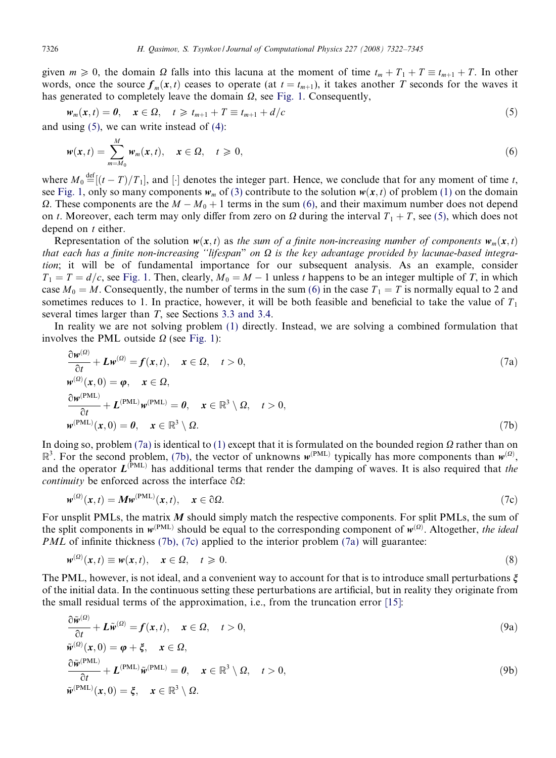given $m \geqslant 0$, the domain $\Omega$ falls into this lacuna at the moment of time $t_m + T_1 + T \equiv t_{m+1} + T$. In other words, once the source $\boldsymbol{f}_m(\boldsymbol{x}, t)$ ceases to operate (at $t = t_{m+1}$), it takes another $T$ seconds for the waves it has generated to completely leave the domain $\Omega$, see Fig. 1. Consequently,

$$\boldsymbol{w}_m(\boldsymbol{x}, t) = \boldsymbol{0}, \quad \boldsymbol{x} \in \Omega, \quad t \geqslant t_{m+1} + T \equiv t_{m+1} + d/c \tag{5}$$

and using (5), we can write instead of (4):

$$\boldsymbol{w}(\boldsymbol{x}, t) = \sum_{m=M_0}^{M} \boldsymbol{w}_m(\boldsymbol{x}, t), \quad \boldsymbol{x} \in \Omega, \quad t \geqslant 0, \tag{6}$$

where $M_0 \stackrel{\text{def}}{=} [(t - T)/T_1]$, and $[\cdot]$ denotes the integer part. Hence, we conclude that for any moment of time $t$, see Fig. 1, only so many components $\boldsymbol{w}_m$ of (3) contribute to the solution $\boldsymbol{w}(\boldsymbol{x}, t)$ of problem (1) on the domain $\Omega$. These components are the $M - M_0 + 1$ terms in the sum (6), and their maximum number does not depend on $t$. Moreover, each term may only differ from zero on $\Omega$ during the interval $T_1 + T$, see (5), which does not depend on $t$ either.

Representation of the solution $\boldsymbol{w}(\boldsymbol{x}, t)$ as *the sum of a finite non-increasing number of components* $\boldsymbol{w}_m(\boldsymbol{x}, t)$ *that each has a finite non-increasing "lifespan" on* $\Omega$ *is the key advantage provided by lacunae-based integration*; it will be of fundamental importance for our subsequent analysis. As an example, consider $T_1 = T = d/c$, see Fig. 1. Then, clearly, $M_0 = M - 1$ unless $t$ happens to be an integer multiple of $T$, in which case $M_0 = M$. Consequently, the number of terms in the sum (6) in the case $T_1 = T$ is normally equal to 2 and sometimes reduces to 1. In practice, however, it will be both feasible and beneficial to take the value of $T_1$ several times larger than $T$, see Sections 3.3 and 3.4.

In reality we are not solving problem (1) directly. Instead, we are solving a combined formulation that involves the PML outside $\Omega$ (see Fig. 1):

$$\frac{\partial \boldsymbol{w}^{(\Omega)}}{\partial t} + \boldsymbol{L}\boldsymbol{w}^{(\Omega)} = \boldsymbol{f}(\boldsymbol{x}, t), \quad \boldsymbol{x} \in \Omega, \quad t > 0, \tag{7a}$$

$$\boldsymbol{w}^{(\Omega)}(\boldsymbol{x}, 0) = \boldsymbol{\varphi}, \quad \boldsymbol{x} \in \Omega,$$

$$\frac{\partial \boldsymbol{w}^{(\text{PML})}}{\partial t} + \boldsymbol{L}^{(\text{PML})}\boldsymbol{w}^{(\text{PML})} = \boldsymbol{0}, \quad \boldsymbol{x} \in \mathbb{R}^3 \setminus \Omega, \quad t > 0,$$

$$\boldsymbol{w}^{(\text{PML})}(\boldsymbol{x}, 0) = \boldsymbol{0}, \quad \boldsymbol{x} \in \mathbb{R}^3 \setminus \Omega. \tag{7b}$$

In doing so, problem (7a) is identical to (1) except that it is formulated on the bounded region $\Omega$ rather than on $\mathbb{R}^3$. For the second problem, (7b), the vector of unknowns $\boldsymbol{w}^{(\text{PML})}$ typically has more components than $\boldsymbol{w}^{(\Omega)}$, and the operator $\boldsymbol{L}^{(\text{PML})}$ has additional terms that render the damping of waves. It is also required that *the continuity* be enforced across the interface $\partial\Omega$:

$$\boldsymbol{w}^{(\Omega)}(\boldsymbol{x}, t) = \boldsymbol{M}\boldsymbol{w}^{(\text{PML})}(\boldsymbol{x}, t), \quad \boldsymbol{x} \in \partial\Omega. \tag{7c}$$

For unsplit PMLs, the matrix $\boldsymbol{M}$ should simply match the respective components. For split PMLs, the sum of the split components in $\boldsymbol{w}^{(\text{PML})}$ should be equal to the corresponding component of $\boldsymbol{w}^{(\Omega)}$. Altogether, *the ideal PML* of infinite thickness (7b), (7c) applied to the interior problem (7a) will guarantee:

$$\boldsymbol{w}^{(\Omega)}(\boldsymbol{x}, t) \equiv \boldsymbol{w}(\boldsymbol{x}, t), \quad \boldsymbol{x} \in \Omega, \quad t \geqslant 0. \tag{8}$$

The PML, however, is not ideal, and a convenient way to account for that is to introduce small perturbations $\boldsymbol{\xi}$ of the initial data. In the continuous setting these perturbations are artificial, but in reality they originate from the small residual terms of the approximation, i.e., from the truncation error [15]:

$$\frac{\partial \tilde{\boldsymbol{w}}^{(\Omega)}}{\partial t} + \boldsymbol{L}\tilde{\boldsymbol{w}}^{(\Omega)} = \boldsymbol{f}(\boldsymbol{x}, t), \quad \boldsymbol{x} \in \Omega, \quad t > 0, \tag{9a}$$

$$\tilde{\boldsymbol{w}}^{(\Omega)}(\boldsymbol{x}, 0) = \boldsymbol{\varphi} + \boldsymbol{\xi}, \quad \boldsymbol{x} \in \Omega,$$

$$\frac{\partial \tilde{\boldsymbol{w}}^{(\text{PML})}}{\partial t} + \boldsymbol{L}^{(\text{PML})}\tilde{\boldsymbol{w}}^{(\text{PML})} = \boldsymbol{0}, \quad \boldsymbol{x} \in \mathbb{R}^3 \setminus \Omega, \quad t > 0, \tag{9b}$$

$$\tilde{\boldsymbol{w}}^{(\text{PML})}(\boldsymbol{x}, 0) = \boldsymbol{\xi}, \quad \boldsymbol{x} \in \mathbb{R}^3 \setminus \Omega.$$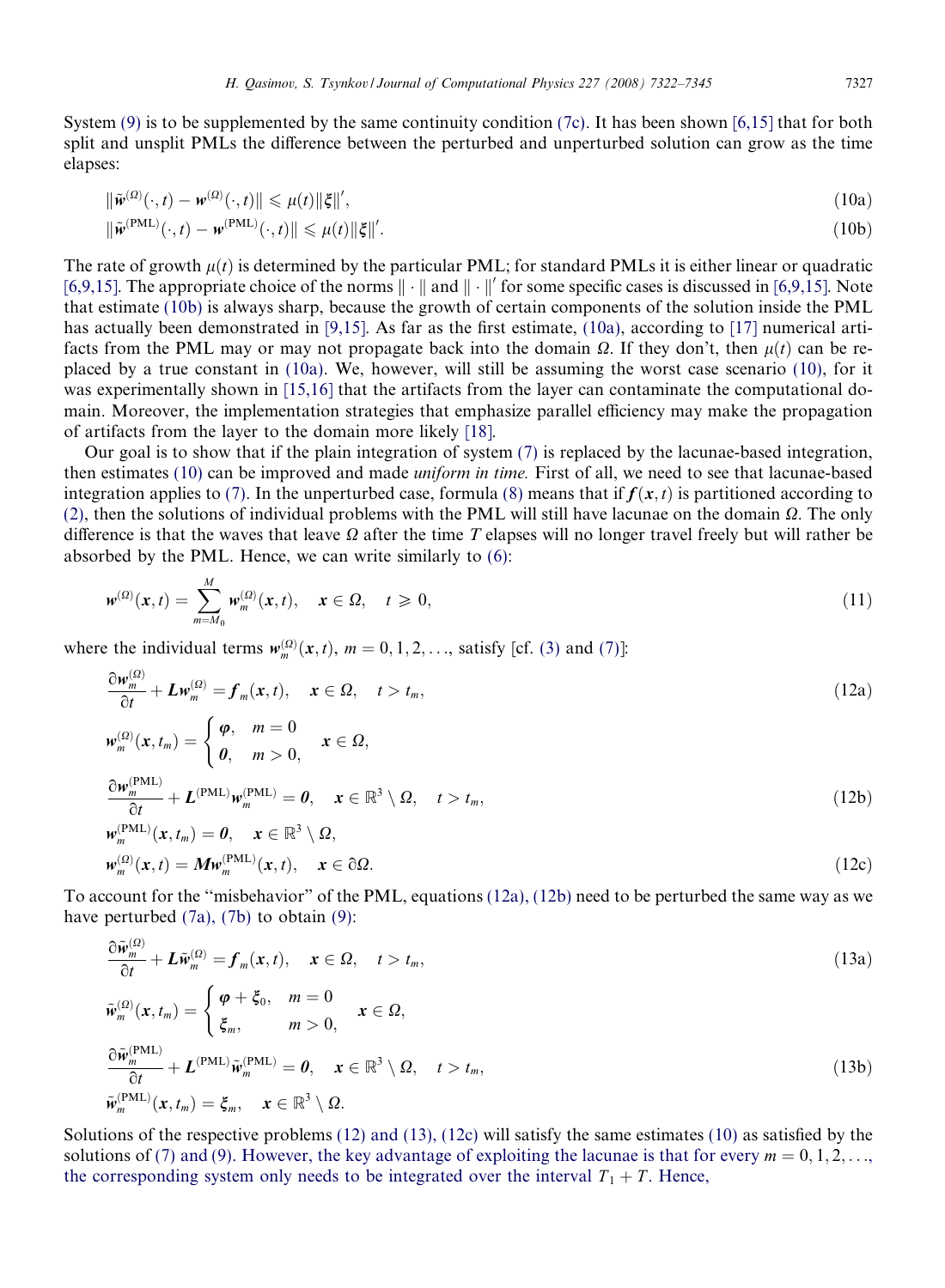System (9) is to be supplemented by the same continuity condition (7c). It has been shown [6,15] that for both split and unsplit PMLs the difference between the perturbed and unperturbed solution can grow as the time elapses:

$$\|\tilde{\boldsymbol{w}}^{(\Omega)}(\cdot,t) - \boldsymbol{w}^{(\Omega)}(\cdot,t)\| \leqslant \mu(t)\|\boldsymbol{\xi}\|', \tag{10a}$$

$$\|\tilde{\boldsymbol{w}}^{(\mathrm{PML})}(\cdot,t) - \boldsymbol{w}^{(\mathrm{PML})}(\cdot,t)\| \leqslant \mu(t)\|\boldsymbol{\xi}\|'. \tag{10b}$$

The rate of growth $\mu(t)$ is determined by the particular PML; for standard PMLs it is either linear or quadratic [6,9,15]. The appropriate choice of the norms $\|\cdot\|$ and $\|\cdot\|'$ for some specific cases is discussed in [6,9,15]. Note that estimate (10b) is always sharp, because the growth of certain components of the solution inside the PML has actually been demonstrated in [9,15]. As far as the first estimate, (10a), according to [17] numerical artifacts from the PML may or may not propagate back into the domain $\Omega$. If they don't, then $\mu(t)$ can be replaced by a true constant in (10a). We, however, will still be assuming the worst case scenario (10), for it was experimentally shown in [15,16] that the artifacts from the layer can contaminate the computational domain. Moreover, the implementation strategies that emphasize parallel efficiency may make the propagation of artifacts from the layer to the domain more likely [18].

Our goal is to show that if the plain integration of system (7) is replaced by the lacunae-based integration, then estimates (10) can be improved and made *uniform in time.* First of all, we need to see that lacunae-based integration applies to (7). In the unperturbed case, formula (8) means that if $\boldsymbol{f}(\boldsymbol{x},t)$ is partitioned according to (2), then the solutions of individual problems with the PML will still have lacunae on the domain $\Omega$. The only difference is that the waves that leave $\Omega$ after the time $T$ elapses will no longer travel freely but will rather be absorbed by the PML. Hence, we can write similarly to (6):

$$\boldsymbol{w}^{(\Omega)}(\boldsymbol{x},t) = \sum_{m=M_0}^{M} \boldsymbol{w}_m^{(\Omega)}(\boldsymbol{x},t), \quad \boldsymbol{x}\in\Omega, \quad t\geqslant 0, \tag{11}$$

where the individual terms $\boldsymbol{w}_m^{(\Omega)}(\boldsymbol{x},t)$, $m=0,1,2,\ldots$, satisfy [cf. (3) and (7)]:

$$\frac{\partial \boldsymbol{w}_m^{(\Omega)}}{\partial t} + \boldsymbol{L}\boldsymbol{w}_m^{(\Omega)} = \boldsymbol{f}_m(\boldsymbol{x},t), \quad \boldsymbol{x}\in\Omega, \quad t>t_m, \tag{12a}$$

$$\boldsymbol{w}_m^{(\Omega)}(\boldsymbol{x},t_m) = \begin{cases} \boldsymbol{\varphi}, & m=0 \\ \boldsymbol{0}, & m>0, \end{cases} \quad \boldsymbol{x}\in\Omega,$$

$$\frac{\partial \boldsymbol{w}_m^{(\mathrm{PML})}}{\partial t} + \boldsymbol{L}^{(\mathrm{PML})}\boldsymbol{w}_m^{(\mathrm{PML})} = \boldsymbol{0}, \quad \boldsymbol{x}\in\mathbb{R}^3\setminus\Omega, \quad t>t_m, \tag{12b}$$

$$\boldsymbol{w}_m^{(\mathrm{PML})}(\boldsymbol{x},t_m) = \boldsymbol{0}, \quad \boldsymbol{x}\in\mathbb{R}^3\setminus\Omega,$$

$$\boldsymbol{w}_m^{(\Omega)}(\boldsymbol{x},t) = \boldsymbol{M}\boldsymbol{w}_m^{(\mathrm{PML})}(\boldsymbol{x},t), \quad \boldsymbol{x}\in\partial\Omega. \tag{12c}$$

To account for the "misbehavior" of the PML, equations (12a), (12b) need to be perturbed the same way as we have perturbed (7a), (7b) to obtain (9):

$$\frac{\partial \tilde{\boldsymbol{w}}_m^{(\Omega)}}{\partial t} + \boldsymbol{L}\tilde{\boldsymbol{w}}_m^{(\Omega)} = \boldsymbol{f}_m(\boldsymbol{x},t), \quad \boldsymbol{x}\in\Omega, \quad t>t_m, \tag{13a}$$

$$\tilde{\boldsymbol{w}}_m^{(\Omega)}(\boldsymbol{x},t_m) = \begin{cases} \boldsymbol{\varphi}+\boldsymbol{\xi}_0, & m=0 \\ \boldsymbol{\xi}_m, & m>0, \end{cases} \quad \boldsymbol{x}\in\Omega,$$

$$\frac{\partial \tilde{\boldsymbol{w}}_m^{(\mathrm{PML})}}{\partial t} + \boldsymbol{L}^{(\mathrm{PML})}\tilde{\boldsymbol{w}}_m^{(\mathrm{PML})} = \boldsymbol{0}, \quad \boldsymbol{x}\in\mathbb{R}^3\setminus\Omega, \quad t>t_m, \tag{13b}$$

$$\tilde{\boldsymbol{w}}_m^{(\mathrm{PML})}(\boldsymbol{x},t_m) = \boldsymbol{\xi}_m, \quad \boldsymbol{x}\in\mathbb{R}^3\setminus\Omega.$$

Solutions of the respective problems (12) and (13), (12c) will satisfy the same estimates (10) as satisfied by the solutions of (7) and (9). However, the key advantage of exploiting the lacunae is that for every $m=0,1,2,\ldots$, the corresponding system only needs to be integrated over the interval $T_1+T$. Hence,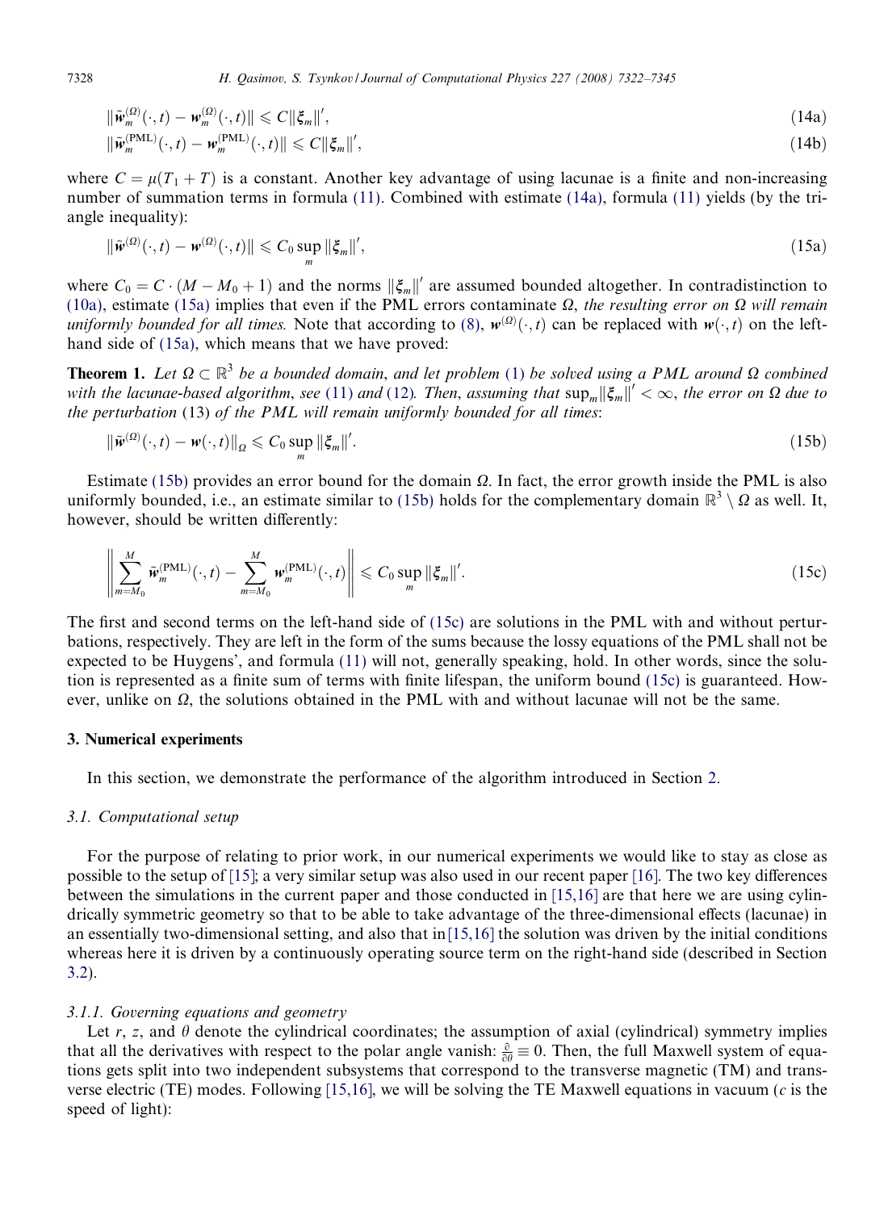$$\|\tilde{\boldsymbol{w}}_m^{(\Omega)}(\cdot,t) - \boldsymbol{w}_m^{(\Omega)}(\cdot,t)\| \leqslant C\|\boldsymbol{\xi}_m\|', \tag{14a}$$

$$\|\tilde{\boldsymbol{w}}_m^{(\mathrm{PML})}(\cdot,t) - \boldsymbol{w}_m^{(\mathrm{PML})}(\cdot,t)\| \leqslant C\|\boldsymbol{\xi}_m\|', \tag{14b}$$

where $C = \mu(T_1 + T)$ is a constant. Another key advantage of using lacunae is a finite and non-increasing number of summation terms in formula (11). Combined with estimate (14a), formula (11) yields (by the triangle inequality):

$$\|\tilde{\boldsymbol{w}}^{(\Omega)}(\cdot,t) - \boldsymbol{w}^{(\Omega)}(\cdot,t)\| \leqslant C_0 \sup_m \|\boldsymbol{\xi}_m\|', \tag{15a}$$

where $C_0 = C \cdot (M - M_0 + 1)$ and the norms $\|\boldsymbol{\xi}_m\|'$ are assumed bounded altogether. In contradistinction to (10a), estimate (15a) implies that even if the PML errors contaminate $\Omega$, *the resulting error on $\Omega$ will remain uniformly bounded for all times.* Note that according to (8), $\boldsymbol{w}^{(\Omega)}(\cdot,t)$ can be replaced with $\boldsymbol{w}(\cdot,t)$ on the left-hand side of (15a), which means that we have proved:

**Theorem 1.** *Let $\Omega \subset \mathbb{R}^3$ be a bounded domain, and let problem (1) be solved using a PML around $\Omega$ combined with the lacunae-based algorithm, see (11) and (12). Then, assuming that $\sup_m \|\boldsymbol{\xi}_m\|' < \infty$, the error on $\Omega$ due to the perturbation (13) of the PML will remain uniformly bounded for all times*:

$$\|\tilde{\boldsymbol{w}}^{(\Omega)}(\cdot,t) - \boldsymbol{w}(\cdot,t)\|_\Omega \leqslant C_0 \sup_m \|\boldsymbol{\xi}_m\|'. \tag{15b}$$

Estimate (15b) provides an error bound for the domain $\Omega$. In fact, the error growth inside the PML is also uniformly bounded, i.e., an estimate similar to (15b) holds for the complementary domain $\mathbb{R}^3 \setminus \Omega$ as well. It, however, should be written differently:

$$\left\| \sum_{m=M_0}^{M} \tilde{\boldsymbol{w}}_m^{(\mathrm{PML})}(\cdot,t) - \sum_{m=M_0}^{M} \boldsymbol{w}_m^{(\mathrm{PML})}(\cdot,t) \right\| \leqslant C_0 \sup_m \|\boldsymbol{\xi}_m\|'. \tag{15c}$$

The first and second terms on the left-hand side of (15c) are solutions in the PML with and without perturbations, respectively. They are left in the form of the sums because the lossy equations of the PML shall not be expected to be Huygens', and formula (11) will not, generally speaking, hold. In other words, since the solution is represented as a finite sum of terms with finite lifespan, the uniform bound (15c) is guaranteed. However, unlike on $\Omega$, the solutions obtained in the PML with and without lacunae will not be the same.

## 3. Numerical experiments

In this section, we demonstrate the performance of the algorithm introduced in Section 2.

### 3.1. Computational setup

For the purpose of relating to prior work, in our numerical experiments we would like to stay as close as possible to the setup of [15]; a very similar setup was also used in our recent paper [16]. The two key differences between the simulations in the current paper and those conducted in [15,16] are that here we are using cylindrically symmetric geometry so that to be able to take advantage of the three-dimensional effects (lacunae) in an essentially two-dimensional setting, and also that in [15,16] the solution was driven by the initial conditions whereas here it is driven by a continuously operating source term on the right-hand side (described in Section 3.2).

#### 3.1.1. Governing equations and geometry

Let $r$, $z$, and $\theta$ denote the cylindrical coordinates; the assumption of axial (cylindrical) symmetry implies that all the derivatives with respect to the polar angle vanish: $\frac{\partial}{\partial\theta} \equiv 0$. Then, the full Maxwell system of equations gets split into two independent subsystems that correspond to the transverse magnetic (TM) and transverse electric (TE) modes. Following [15,16], we will be solving the TE Maxwell equations in vacuum ($c$ is the speed of light):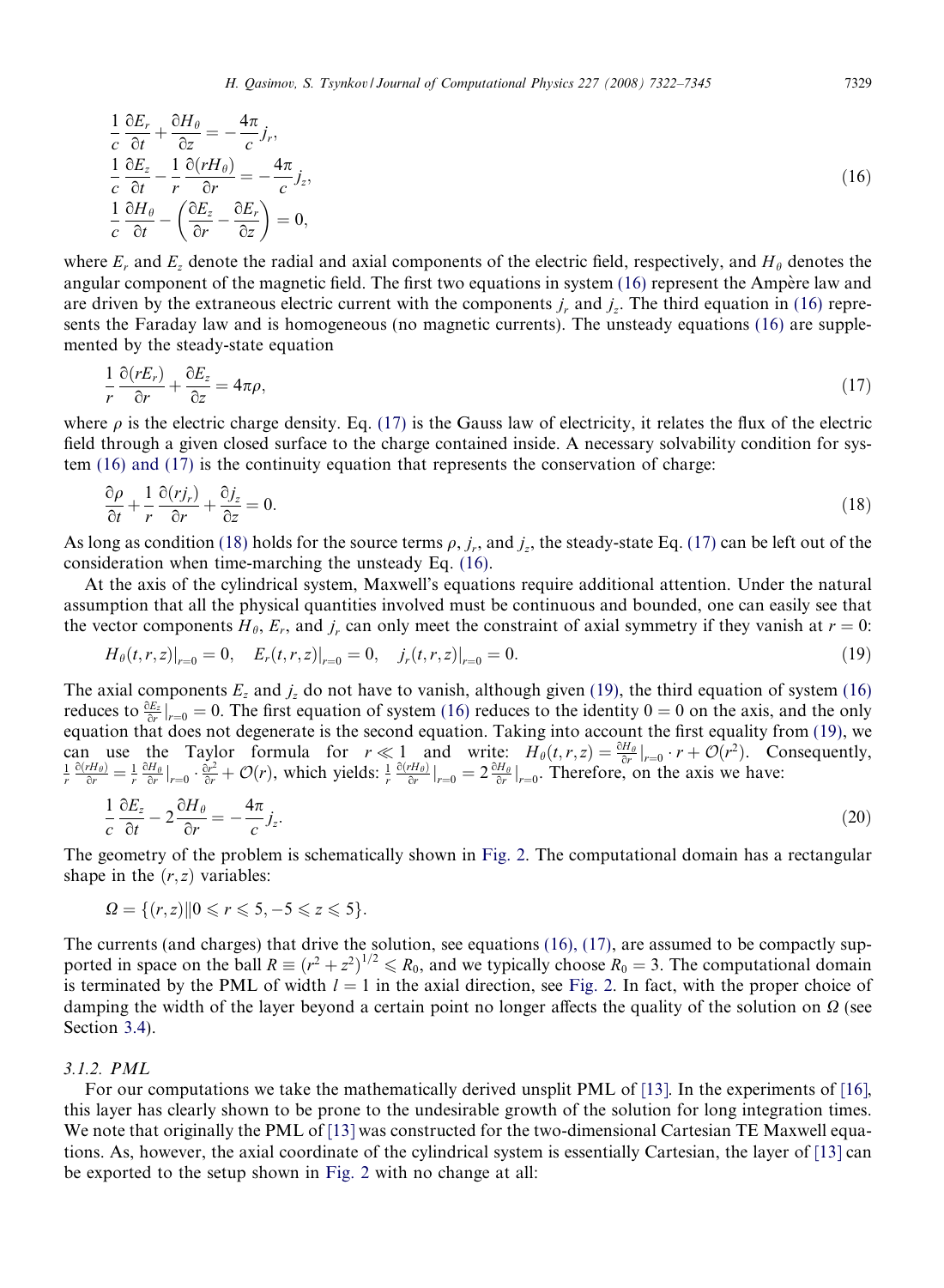$$
\begin{aligned}
&\frac{1}{c}\frac{\partial E_r}{\partial t} + \frac{\partial H_\theta}{\partial z} = -\frac{4\pi}{c} j_r, \\
&\frac{1}{c}\frac{\partial E_z}{\partial t} - \frac{1}{r}\frac{\partial (r H_\theta)}{\partial r} = -\frac{4\pi}{c} j_z, \\
&\frac{1}{c}\frac{\partial H_\theta}{\partial t} - \left(\frac{\partial E_z}{\partial r} - \frac{\partial E_r}{\partial z}\right) = 0,
\end{aligned}
\tag{16}
$$

where $E_r$ and $E_z$ denote the radial and axial components of the electric field, respectively, and $H_\theta$ denotes the angular component of the magnetic field. The first two equations in system (16) represent the Ampère law and are driven by the extraneous electric current with the components $j_r$ and $j_z$. The third equation in (16) represents the Faraday law and is homogeneous (no magnetic currents). The unsteady equations (16) are supplemented by the steady-state equation

$$
\frac{1}{r}\frac{\partial (r E_r)}{\partial r} + \frac{\partial E_z}{\partial z} = 4\pi\rho,
\tag{17}
$$

where $\rho$ is the electric charge density. Eq. (17) is the Gauss law of electricity, it relates the flux of the electric field through a given closed surface to the charge contained inside. A necessary solvability condition for system (16) and (17) is the continuity equation that represents the conservation of charge:

$$
\frac{\partial \rho}{\partial t} + \frac{1}{r}\frac{\partial (r j_r)}{\partial r} + \frac{\partial j_z}{\partial z} = 0.
\tag{18}
$$

As long as condition (18) holds for the source terms $\rho$, $j_r$, and $j_z$, the steady-state Eq. (17) can be left out of the consideration when time-marching the unsteady Eq. (16).

At the axis of the cylindrical system, Maxwell's equations require additional attention. Under the natural assumption that all the physical quantities involved must be continuous and bounded, one can easily see that the vector components $H_\theta$, $E_r$, and $j_r$ can only meet the constraint of axial symmetry if they vanish at $r = 0$:

$$
H_\theta(t,r,z)|_{r=0} = 0, \quad E_r(t,r,z)|_{r=0} = 0, \quad j_r(t,r,z)|_{r=0} = 0.
\tag{19}
$$

The axial components $E_z$ and $j_z$ do not have to vanish, although given (19), the third equation of system (16) reduces to $\frac{\partial E_z}{\partial r}|_{r=0} = 0$. The first equation of system (16) reduces to the identity $0 = 0$ on the axis, and the only equation that does not degenerate is the second equation. Taking into account the first equality from (19), we can use the Taylor formula for $r \ll 1$ and write: $H_\theta(t,r,z) = \frac{\partial H_\theta}{\partial r}|_{r=0} \cdot r + \mathcal{O}(r^2)$. Consequently, $\frac{1}{r}\frac{\partial (r H_\theta)}{\partial r} = \frac{1}{r}\frac{\partial H_\theta}{\partial r}|_{r=0} \cdot \frac{\partial r^2}{\partial r} + \mathcal{O}(r)$, which yields: $\frac{1}{r}\frac{\partial (r H_\theta)}{\partial r}|_{r=0} = 2\frac{\partial H_\theta}{\partial r}|_{r=0}$. Therefore, on the axis we have:

$$
\frac{1}{c}\frac{\partial E_z}{\partial t} - 2\frac{\partial H_\theta}{\partial r} = -\frac{4\pi}{c} j_z.
\tag{20}
$$

The geometry of the problem is schematically shown in Fig. 2. The computational domain has a rectangular shape in the $(r,z)$ variables:

$$
\Omega = \{(r,z) \| 0 \leqslant r \leqslant 5, -5 \leqslant z \leqslant 5\}.
$$

The currents (and charges) that drive the solution, see equations (16), (17), are assumed to be compactly supported in space on the ball $R \equiv (r^2 + z^2)^{1/2} \leqslant R_0$, and we typically choose $R_0 = 3$. The computational domain is terminated by the PML of width $l = 1$ in the axial direction, see Fig. 2. In fact, with the proper choice of damping the width of the layer beyond a certain point no longer affects the quality of the solution on $\Omega$ (see Section 3.4).

### 3.1.2. PML

For our computations we take the mathematically derived unsplit PML of [13]. In the experiments of [16], this layer has clearly shown to be prone to the undesirable growth of the solution for long integration times. We note that originally the PML of [13] was constructed for the two-dimensional Cartesian TE Maxwell equations. As, however, the axial coordinate of the cylindrical system is essentially Cartesian, the layer of [13] can be exported to the setup shown in Fig. 2 with no change at all: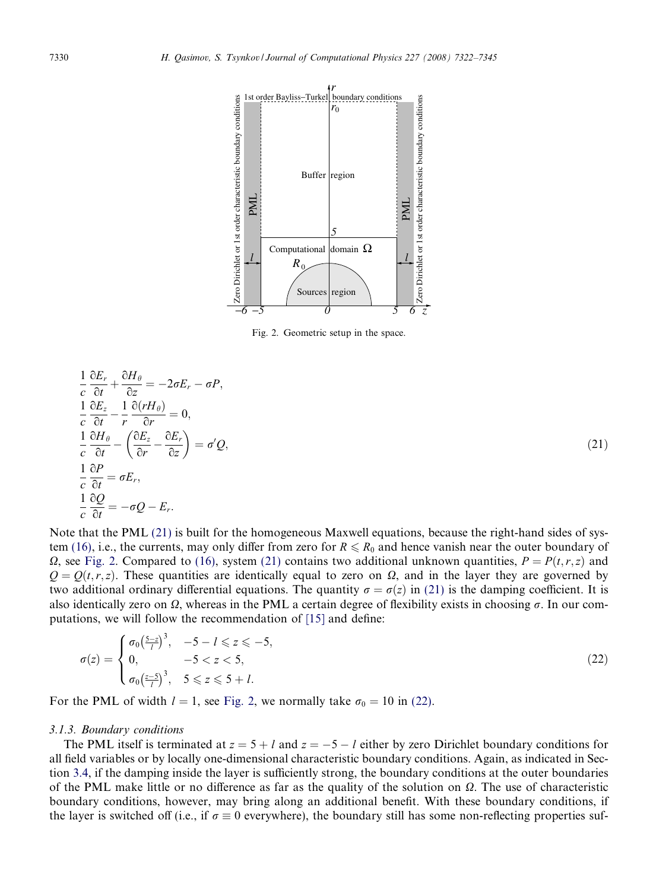Fig. 2. Geometric setup in the space.

$$
\begin{aligned}
&\frac{1}{c}\frac{\partial E_r}{\partial t} + \frac{\partial H_\theta}{\partial z} = -2\sigma E_r - \sigma P, \\
&\frac{1}{c}\frac{\partial E_z}{\partial t} - \frac{1}{r}\frac{\partial (rH_\theta)}{\partial r} = 0, \\
&\frac{1}{c}\frac{\partial H_\theta}{\partial t} - \left(\frac{\partial E_z}{\partial r} - \frac{\partial E_r}{\partial z}\right) = \sigma' Q, \\
&\frac{1}{c}\frac{\partial P}{\partial t} = \sigma E_r, \\
&\frac{1}{c}\frac{\partial Q}{\partial t} = -\sigma Q - E_r.
\end{aligned}
\tag{21}
$$

Note that the PML (21) is built for the homogeneous Maxwell equations, because the right-hand sides of system (16), i.e., the currents, may only differ from zero for $R \leqslant R_0$ and hence vanish near the outer boundary of $\Omega$, see Fig. 2. Compared to (16), system (21) contains two additional unknown quantities, $P = P(t, r, z)$ and $Q = Q(t, r, z)$. These quantities are identically equal to zero on $\Omega$, and in the layer they are governed by two additional ordinary differential equations. The quantity $\sigma = \sigma(z)$ in (21) is the damping coefficient. It is also identically zero on $\Omega$, whereas in the PML a certain degree of flexibility exists in choosing $\sigma$. In our computations, we will follow the recommendation of [15] and define:

$$
\sigma(z) = \begin{cases} \sigma_0\left(\frac{5-z}{l}\right)^3, & -5-l \leqslant z \leqslant -5, \\ 0, & -5 < z < 5, \\ \sigma_0\left(\frac{z-5}{l}\right)^3, & 5 \leqslant z \leqslant 5+l. \end{cases}
\tag{22}
$$

For the PML of width $l = 1$, see Fig. 2, we normally take $\sigma_0 = 10$ in (22).

### 3.1.3. Boundary conditions

The PML itself is terminated at $z = 5 + l$ and $z = -5 - l$ either by zero Dirichlet boundary conditions for all field variables or by locally one-dimensional characteristic boundary conditions. Again, as indicated in Section 3.4, if the damping inside the layer is sufficiently strong, the boundary conditions at the outer boundaries of the PML make little or no difference as far as the quality of the solution on $\Omega$. The use of characteristic boundary conditions, however, may bring along an additional benefit. With these boundary conditions, if the layer is switched off (i.e., if $\sigma \equiv 0$ everywhere), the boundary still has some non-reflecting properties suf-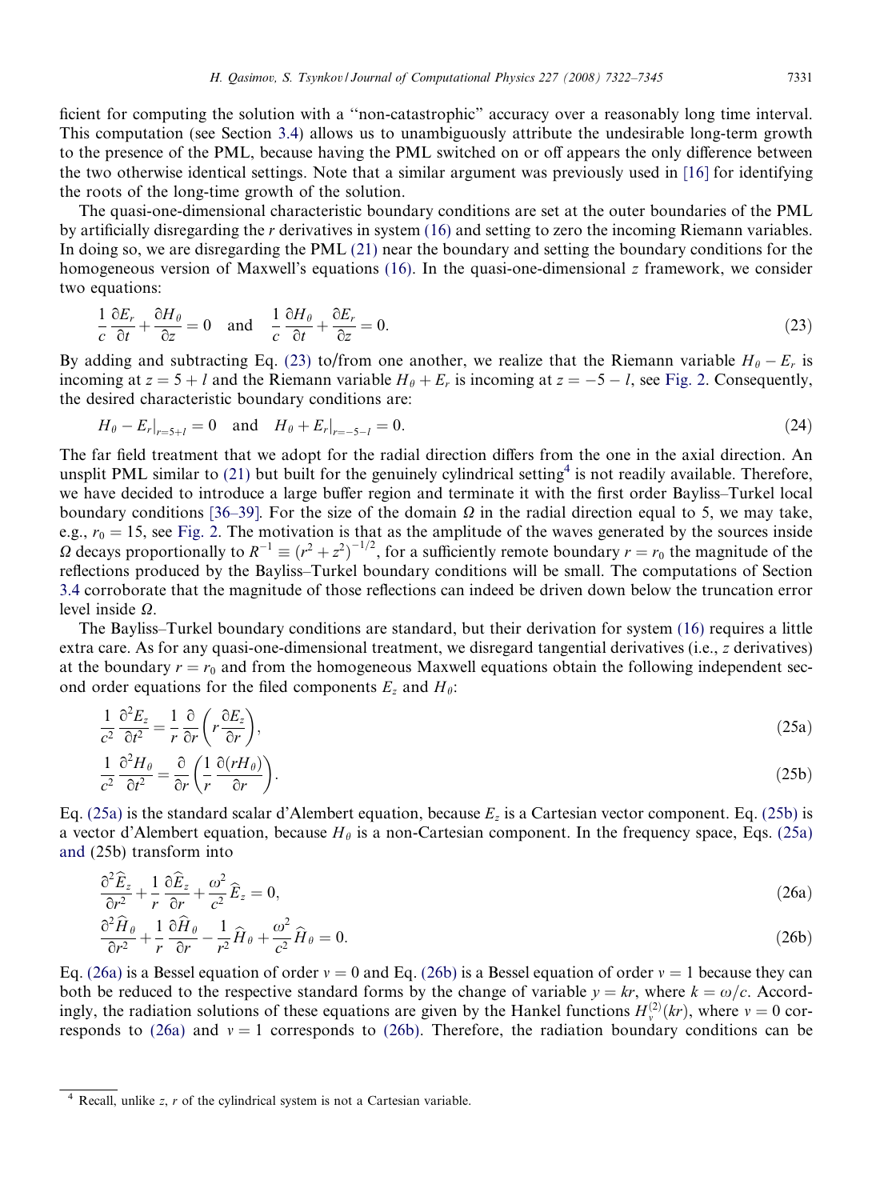ficient for computing the solution with a "non-catastrophic" accuracy over a reasonably long time interval. This computation (see Section 3.4) allows us to unambiguously attribute the undesirable long-term growth to the presence of the PML, because having the PML switched on or off appears the only difference between the two otherwise identical settings. Note that a similar argument was previously used in [16] for identifying the roots of the long-time growth of the solution.

The quasi-one-dimensional characteristic boundary conditions are set at the outer boundaries of the PML by artificially disregarding the $r$ derivatives in system (16) and setting to zero the incoming Riemann variables. In doing so, we are disregarding the PML (21) near the boundary and setting the boundary conditions for the homogeneous version of Maxwell's equations (16). In the quasi-one-dimensional $z$ framework, we consider two equations:

$$\frac{1}{c}\frac{\partial E_r}{\partial t} + \frac{\partial H_\theta}{\partial z} = 0 \quad \text{and} \quad \frac{1}{c}\frac{\partial H_\theta}{\partial t} + \frac{\partial E_r}{\partial z} = 0. \tag{23}$$

By adding and subtracting Eq. (23) to/from one another, we realize that the Riemann variable $H_\theta - E_r$ is incoming at $z = 5 + l$ and the Riemann variable $H_\theta + E_r$ is incoming at $z = -5 - l$, see Fig. 2. Consequently, the desired characteristic boundary conditions are:

$$H_\theta - E_r|_{r=5+l} = 0 \quad \text{and} \quad H_\theta + E_r|_{r=-5-l} = 0. \tag{24}$$

The far field treatment that we adopt for the radial direction differs from the one in the axial direction. An unsplit PML similar to (21) but built for the genuinely cylindrical setting[4] is not readily available. Therefore, we have decided to introduce a large buffer region and terminate it with the first order Bayliss–Turkel local boundary conditions [36–39]. For the size of the domain $\Omega$ in the radial direction equal to 5, we may take, e.g., $r_0 = 15$, see Fig. 2. The motivation is that as the amplitude of the waves generated by the sources inside $\Omega$ decays proportionally to $R^{-1} \equiv (r^2 + z^2)^{-1/2}$, for a sufficiently remote boundary $r = r_0$ the magnitude of the reflections produced by the Bayliss–Turkel boundary conditions will be small. The computations of Section 3.4 corroborate that the magnitude of those reflections can indeed be driven down below the truncation error level inside $\Omega$.

The Bayliss–Turkel boundary conditions are standard, but their derivation for system (16) requires a little extra care. As for any quasi-one-dimensional treatment, we disregard tangential derivatives (i.e., $z$ derivatives) at the boundary $r = r_0$ and from the homogeneous Maxwell equations obtain the following independent second order equations for the filed components $E_z$ and $H_\theta$:

$$\frac{1}{c^2}\frac{\partial^2 E_z}{\partial t^2} = \frac{1}{r}\frac{\partial}{\partial r}\left(r\frac{\partial E_z}{\partial r}\right), \tag{25a}$$

$$\frac{1}{c^2}\frac{\partial^2 H_\theta}{\partial t^2} = \frac{\partial}{\partial r}\left(\frac{1}{r}\frac{\partial (rH_\theta)}{\partial r}\right). \tag{25b}$$

Eq. (25a) is the standard scalar d'Alembert equation, because $E_z$ is a Cartesian vector component. Eq. (25b) is a vector d'Alembert equation, because $H_\theta$ is a non-Cartesian component. In the frequency space, Eqs. (25a) and (25b) transform into

$$\frac{\partial^2 \widehat{E}_z}{\partial r^2} + \frac{1}{r}\frac{\partial \widehat{E}_z}{\partial r} + \frac{\omega^2}{c^2}\widehat{E}_z = 0, \tag{26a}$$

$$\frac{\partial^2 \widehat{H}_\theta}{\partial r^2} + \frac{1}{r}\frac{\partial \widehat{H}_\theta}{\partial r} - \frac{1}{r^2}\widehat{H}_\theta + \frac{\omega^2}{c^2}\widehat{H}_\theta = 0. \tag{26b}$$

Eq. (26a) is a Bessel equation of order $v = 0$ and Eq. (26b) is a Bessel equation of order $v = 1$ because they can both be reduced to the respective standard forms by the change of variable $y = kr$, where $k = \omega/c$. Accordingly, the radiation solutions of these equations are given by the Hankel functions $H_v^{(2)}(kr)$, where $v = 0$ corresponds to (26a) and $v = 1$ corresponds to (26b). Therefore, the radiation boundary conditions can be

[4] Recall, unlike $z$, $r$ of the cylindrical system is not a Cartesian variable.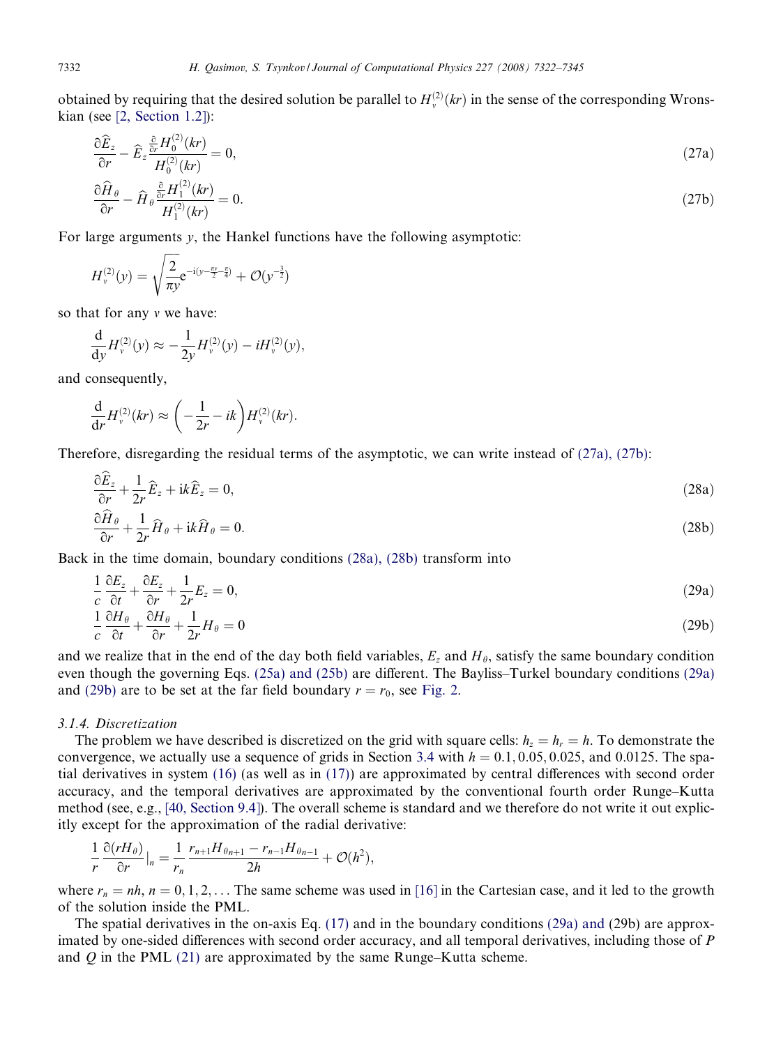obtained by requiring that the desired solution be parallel to $H_\nu^{(2)}(kr)$ in the sense of the corresponding Wronskian (see [2, Section 1.2]):

$$\frac{\partial \widehat{E}_z}{\partial r} - \widehat{E}_z \frac{\frac{\partial}{\partial r} H_0^{(2)}(kr)}{H_0^{(2)}(kr)} = 0, \tag{27a}$$

$$\frac{\partial \widehat{H}_\theta}{\partial r} - \widehat{H}_\theta \frac{\frac{\partial}{\partial r} H_1^{(2)}(kr)}{H_1^{(2)}(kr)} = 0. \tag{27b}$$

For large arguments $y$, the Hankel functions have the following asymptotic:

$$H_\nu^{(2)}(y) = \sqrt{\frac{2}{\pi y}} e^{-i\left(y - \frac{\pi\nu}{2} - \frac{\pi}{4}\right)} + \mathcal{O}(y^{-\frac{3}{2}})$$

so that for any $\nu$ we have:

$$\frac{d}{dy} H_\nu^{(2)}(y) \approx -\frac{1}{2y} H_\nu^{(2)}(y) - iH_\nu^{(2)}(y),$$

and consequently,

$$\frac{d}{dr} H_\nu^{(2)}(kr) \approx \left(-\frac{1}{2r} - ik\right) H_\nu^{(2)}(kr).$$

Therefore, disregarding the residual terms of the asymptotic, we can write instead of (27a), (27b):

$$\frac{\partial \widehat{E}_z}{\partial r} + \frac{1}{2r}\widehat{E}_z + ik\widehat{E}_z = 0, \tag{28a}$$

$$\frac{\partial \widehat{H}_\theta}{\partial r} + \frac{1}{2r}\widehat{H}_\theta + ik\widehat{H}_\theta = 0. \tag{28b}$$

Back in the time domain, boundary conditions (28a), (28b) transform into

$$\frac{1}{c}\frac{\partial E_z}{\partial t} + \frac{\partial E_z}{\partial r} + \frac{1}{2r}E_z = 0, \tag{29a}$$

$$\frac{1}{c}\frac{\partial H_\theta}{\partial t} + \frac{\partial H_\theta}{\partial r} + \frac{1}{2r}H_\theta = 0 \tag{29b}$$

and we realize that in the end of the day both field variables, $E_z$ and $H_\theta$, satisfy the same boundary condition even though the governing Eqs. (25a) and (25b) are different. The Bayliss–Turkel boundary conditions (29a) and (29b) are to be set at the far field boundary $r = r_0$, see Fig. 2.

### 3.1.4. Discretization

The problem we have described is discretized on the grid with square cells: $h_z = h_r = h$. To demonstrate the convergence, we actually use a sequence of grids in Section 3.4 with $h = 0.1, 0.05, 0.025$, and $0.0125$. The spatial derivatives in system (16) (as well as in (17)) are approximated by central differences with second order accuracy, and the temporal derivatives are approximated by the conventional fourth order Runge–Kutta method (see, e.g., [40, Section 9.4]). The overall scheme is standard and we therefore do not write it out explicitly except for the approximation of the radial derivative:

$$\frac{1}{r}\frac{\partial (rH_\theta)}{\partial r}\Big|_n = \frac{1}{r_n}\frac{r_{n+1}H_{\theta\,n+1} - r_{n-1}H_{\theta\,n-1}}{2h} + \mathcal{O}(h^2),$$

where $r_n = nh$, $n = 0, 1, 2, \ldots$ The same scheme was used in [16] in the Cartesian case, and it led to the growth of the solution inside the PML.

The spatial derivatives in the on-axis Eq. (17) and in the boundary conditions (29a) and (29b) are approximated by one-sided differences with second order accuracy, and all temporal derivatives, including those of $P$ and $Q$ in the PML (21) are approximated by the same Runge–Kutta scheme.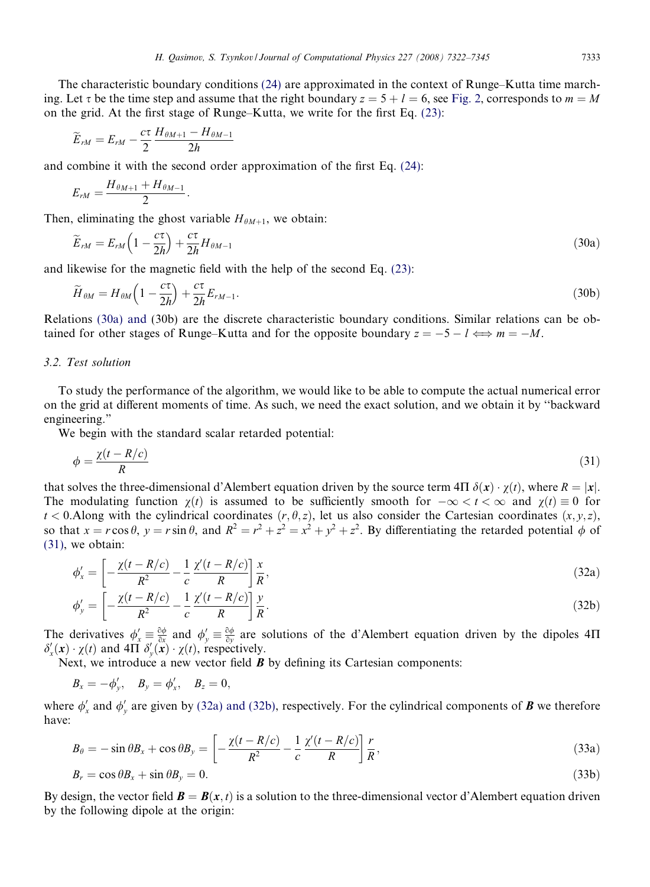The characteristic boundary conditions (24) are approximated in the context of Runge–Kutta time marching. Let $\tau$ be the time step and assume that the right boundary $z = 5 + l = 6$, see Fig. 2, corresponds to $m = M$ on the grid. At the first stage of Runge–Kutta, we write for the first Eq. (23):

$$\widetilde{E}_{rM} = E_{rM} - \frac{c\tau}{2}\frac{H_{\theta M+1} - H_{\theta M-1}}{2h}$$

and combine it with the second order approximation of the first Eq. (24):

$$E_{rM} = \frac{H_{\theta M+1} + H_{\theta M-1}}{2}.$$

Then, eliminating the ghost variable $H_{\theta M+1}$, we obtain:

$$\widetilde{E}_{rM} = E_{rM}\left(1 - \frac{c\tau}{2h}\right) + \frac{c\tau}{2h}H_{\theta M-1} \tag{30a}$$

and likewise for the magnetic field with the help of the second Eq. (23):

$$\widetilde{H}_{\theta M} = H_{\theta M}\left(1 - \frac{c\tau}{2h}\right) + \frac{c\tau}{2h}E_{rM-1}. \tag{30b}$$

Relations (30a) and (30b) are the discrete characteristic boundary conditions. Similar relations can be obtained for other stages of Runge–Kutta and for the opposite boundary $z = -5 - l \Longleftrightarrow m = -M$.

### 3.2. Test solution

To study the performance of the algorithm, we would like to be able to compute the actual numerical error on the grid at different moments of time. As such, we need the exact solution, and we obtain it by "backward engineering."

We begin with the standard scalar retarded potential:

$$\phi = \frac{\chi(t - R/c)}{R} \tag{31}$$

that solves the three-dimensional d'Alembert equation driven by the source term $4\Pi\,\delta(\boldsymbol{x}) \cdot \chi(t)$, where $R = |\boldsymbol{x}|$. The modulating function $\chi(t)$ is assumed to be sufficiently smooth for $-\infty < t < \infty$ and $\chi(t) \equiv 0$ for $t < 0$.Along with the cylindrical coordinates $(r, \theta, z)$, let us also consider the Cartesian coordinates $(x, y, z)$, so that $x = r\cos\theta$, $y = r\sin\theta$, and $R^2 = r^2 + z^2 = x^2 + y^2 + z^2$. By differentiating the retarded potential $\phi$ of (31), we obtain:

$$\phi'_x = \left[-\frac{\chi(t - R/c)}{R^2} - \frac{1}{c}\frac{\chi'(t - R/c)}{R}\right]\frac{x}{R}, \tag{32a}$$

$$\phi'_y = \left[-\frac{\chi(t - R/c)}{R^2} - \frac{1}{c}\frac{\chi'(t - R/c)}{R}\right]\frac{y}{R}. \tag{32b}$$

The derivatives $\phi'_x \equiv \frac{\partial\phi}{\partial x}$ and $\phi'_y \equiv \frac{\partial\phi}{\partial y}$ are solutions of the d'Alembert equation driven by the dipoles $4\Pi\,\delta'_x(\boldsymbol{x}) \cdot \chi(t)$ and $4\Pi\,\delta'_y(\boldsymbol{x}) \cdot \chi(t)$, respectively.

Next, we introduce a new vector field $\boldsymbol{B}$ by defining its Cartesian components:

$$B_x = -\phi'_y, \quad B_y = \phi'_x, \quad B_z = 0,$$

where $\phi'_x$ and $\phi'_y$ are given by (32a) and (32b), respectively. For the cylindrical components of $\boldsymbol{B}$ we therefore have:

$$B_\theta = -\sin\theta B_x + \cos\theta B_y = \left[-\frac{\chi(t - R/c)}{R^2} - \frac{1}{c}\frac{\chi'(t - R/c)}{R}\right]\frac{r}{R}, \tag{33a}$$

$$B_r = \cos\theta B_x + \sin\theta B_y = 0. \tag{33b}$$

By design, the vector field $\boldsymbol{B} = \boldsymbol{B}(\boldsymbol{x}, t)$ is a solution to the three-dimensional vector d'Alembert equation driven by the following dipole at the origin: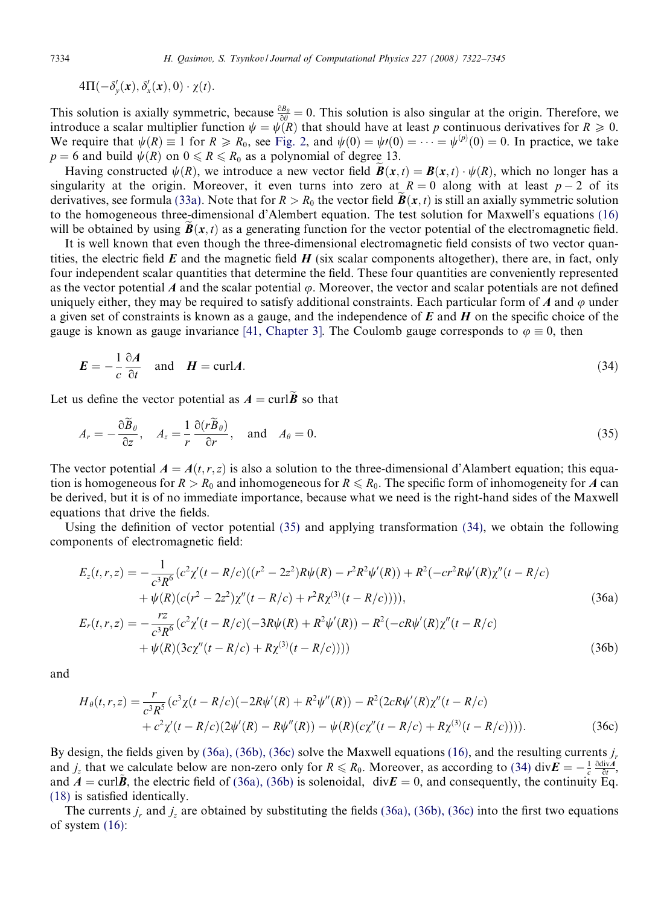$$4\Pi(-\delta_y'(\boldsymbol{x}), \delta_x'(\boldsymbol{x}), 0) \cdot \chi(t).$$

This solution is axially symmetric, because $\frac{\partial B_\theta}{\partial \theta} = 0$. This solution is also singular at the origin. Therefore, we introduce a scalar multiplier function $\psi = \psi(R)$ that should have at least $p$ continuous derivatives for $R \geqslant 0$. We require that $\psi(R) \equiv 1$ for $R \geqslant R_0$, see Fig. 2, and $\psi(0) = \psi\prime(0) = \cdots = \psi^{(p)}(0) = 0$. In practice, we take $p = 6$ and build $\psi(R)$ on $0 \leqslant R \leqslant R_0$ as a polynomial of degree 13.

Having constructed $\psi(R)$, we introduce a new vector field $\widetilde{\boldsymbol{B}}(\boldsymbol{x}, t) = \boldsymbol{B}(\boldsymbol{x}, t) \cdot \psi(R)$, which no longer has a singularity at the origin. Moreover, it even turns into zero at $R = 0$ along with at least $p - 2$ of its derivatives, see formula (33a). Note that for $R > R_0$ the vector field $\widetilde{\boldsymbol{B}}(\boldsymbol{x}, t)$ is still an axially symmetric solution to the homogeneous three-dimensional d'Alembert equation. The test solution for Maxwell's equations (16) will be obtained by using $\widetilde{\boldsymbol{B}}(\boldsymbol{x}, t)$ as a generating function for the vector potential of the electromagnetic field.

It is well known that even though the three-dimensional electromagnetic field consists of two vector quantities, the electric field $\boldsymbol{E}$ and the magnetic field $\boldsymbol{H}$ (six scalar components altogether), there are, in fact, only four independent scalar quantities that determine the field. These four quantities are conveniently represented as the vector potential $\boldsymbol{A}$ and the scalar potential $\varphi$. Moreover, the vector and scalar potentials are not defined uniquely either, they may be required to satisfy additional constraints. Each particular form of $\boldsymbol{A}$ and $\varphi$ under a given set of constraints is known as a gauge, and the independence of $\boldsymbol{E}$ and $\boldsymbol{H}$ on the specific choice of the gauge is known as gauge invariance [41, Chapter 3]. The Coulomb gauge corresponds to $\varphi \equiv 0$, then

$$\boldsymbol{E} = -\frac{1}{c}\frac{\partial \boldsymbol{A}}{\partial t} \quad \text{and} \quad \boldsymbol{H} = \operatorname{curl}\boldsymbol{A}. \tag{34}$$

Let us define the vector potential as $\boldsymbol{A} = \operatorname{curl}\widetilde{\boldsymbol{B}}$ so that

$$A_r = -\frac{\partial \widetilde{B}_\theta}{\partial z}, \quad A_z = \frac{1}{r}\frac{\partial (r\widetilde{B}_\theta)}{\partial r}, \quad \text{and} \quad A_\theta = 0. \tag{35}$$

The vector potential $\boldsymbol{A} = \boldsymbol{A}(t, r, z)$ is also a solution to the three-dimensional d'Alembert equation; this equation is homogeneous for $R > R_0$ and inhomogeneous for $R \leqslant R_0$. The specific form of inhomogeneity for $\boldsymbol{A}$ can be derived, but it is of no immediate importance, because what we need is the right-hand sides of the Maxwell equations that drive the fields.

Using the definition of vector potential (35) and applying transformation (34), we obtain the following components of electromagnetic field:

$$\begin{aligned}
E_z(t, r, z) = &-\frac{1}{c^3R^6}(c^2\chi'(t - R/c)((r^2 - 2z^2)R\psi(R) - r^2R^2\psi'(R)) + R^2(-cr^2R\psi'(R)\chi''(t - R/c) \\
&+ \psi(R)(c(r^2 - 2z^2)\chi''(t - R/c) + r^2R\chi^{(3)}(t - R/c)))),
\end{aligned} \tag{36a}$$

$$\begin{aligned}
E_r(t, r, z) = &-\frac{rz}{c^3R^6}(c^2\chi'(t - R/c)(-3R\psi(R) + R^2\psi'(R)) - R^2(-cR\psi'(R)\chi''(t - R/c) \\
&+ \psi(R)(3c\chi''(t - R/c) + R\chi^{(3)}(t - R/c))))
\end{aligned} \tag{36b}$$

and

$$\begin{aligned}
H_\theta(t, r, z) = &\frac{r}{c^3R^5}(c^3\chi(t - R/c)(-2R\psi'(R) + R^2\psi''(R)) - R^2(2cR\psi'(R)\chi''(t - R/c) \\
&+ c^2\chi'(t - R/c)(2\psi'(R) - R\psi''(R)) - \psi(R)(c\chi''(t - R/c) + R\chi^{(3)}(t - R/c)))).
\end{aligned} \tag{36c}$$

By design, the fields given by (36a), (36b), (36c) solve the Maxwell equations (16), and the resulting currents $j_r$ and $j_z$ that we calculate below are non-zero only for $R \leqslant R_0$. Moreover, as according to (34) $\operatorname{div}\boldsymbol{E} = -\frac{1}{c}\frac{\partial \operatorname{div}\boldsymbol{A}}{\partial t}$, and $\boldsymbol{A} = \operatorname{curl}\widetilde{\boldsymbol{B}}$, the electric field of (36a), (36b) is solenoidal, $\operatorname{div}\boldsymbol{E} = 0$, and consequently, the continuity Eq. (18) is satisfied identically.

The currents $j_r$ and $j_z$ are obtained by substituting the fields (36a), (36b), (36c) into the first two equations of system (16):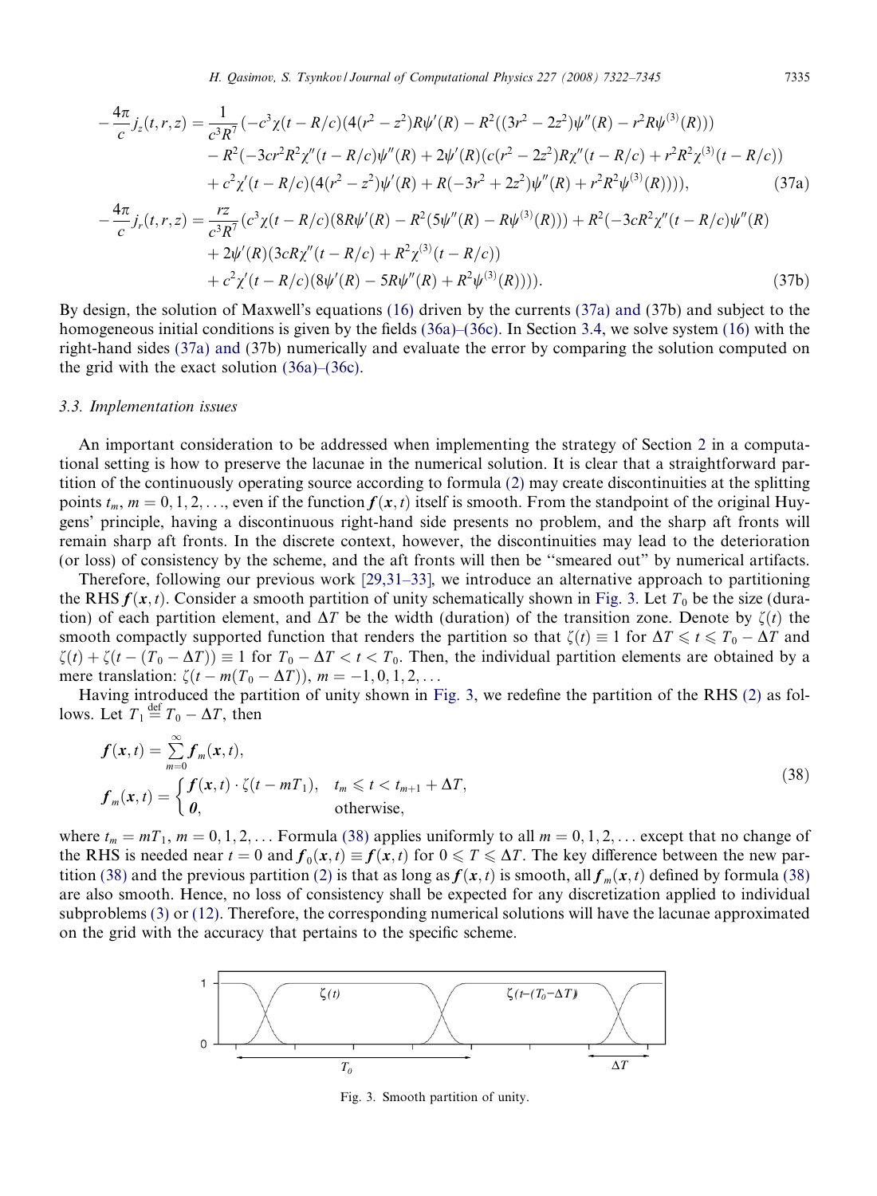$$
\begin{aligned}
-\frac{4\pi}{c} j_z(t,r,z) = \frac{1}{c^3 R^7} &\left(-c^3\chi(t-R/c)(4(r^2-z^2)R\psi'(R) - R^2((3r^2-2z^2)\psi''(R) - r^2 R\psi^{(3)}(R)))\right. \\
&- R^2(-3cr^2R^2\chi''(t-R/c)\psi''(R) + 2\psi'(R)(c(r^2-2z^2)R\chi''(t-R/c) + r^2R^2\chi^{(3)}(t-R/c)) \\
&\left.+ c^2\chi'(t-R/c)(4(r^2-z^2)\psi'(R) + R(-3r^2+2z^2)\psi''(R) + r^2R^2\psi^{(3)}(R)))\right),
\end{aligned}
\tag{37a}
$$

$$
\begin{aligned}
-\frac{4\pi}{c} j_r(t,r,z) = \frac{rz}{c^3R^7} &\left(c^3\chi(t-R/c)(8R\psi'(R) - R^2(5\psi''(R) - R\psi^{(3)}(R))) + R^2(-3cR^2\chi''(t-R/c)\psi''(R)\right. \\
&+ 2\psi'(R)(3cR\chi''(t-R/c) + R^2\chi^{(3)}(t-R/c)) \\
&\left.+ c^2\chi'(t-R/c)(8\psi'(R) - 5R\psi''(R) + R^2\psi^{(3)}(R)))\right).
\end{aligned}
\tag{37b}
$$

By design, the solution of Maxwell's equations (16) driven by the currents (37a) and (37b) and subject to the homogeneous initial conditions is given by the fields (36a)–(36c). In Section 3.4, we solve system (16) with the right-hand sides (37a) and (37b) numerically and evaluate the error by comparing the solution computed on the grid with the exact solution (36a)–(36c).

### 3.3. Implementation issues

An important consideration to be addressed when implementing the strategy of Section 2 in a computational setting is how to preserve the lacunae in the numerical solution. It is clear that a straightforward partition of the continuously operating source according to formula (2) may create discontinuities at the splitting points $t_m$, $m = 0, 1, 2, \ldots$, even if the function $\boldsymbol{f}(\boldsymbol{x}, t)$ itself is smooth. From the standpoint of the original Huygens' principle, having a discontinuous right-hand side presents no problem, and the sharp aft fronts will remain sharp aft fronts. In the discrete context, however, the discontinuities may lead to the deterioration (or loss) of consistency by the scheme, and the aft fronts will then be "smeared out" by numerical artifacts.

Therefore, following our previous work [29,31–33], we introduce an alternative approach to partitioning the RHS $\boldsymbol{f}(\boldsymbol{x}, t)$. Consider a smooth partition of unity schematically shown in Fig. 3. Let $T_0$ be the size (duration) of each partition element, and $\Delta T$ be the width (duration) of the transition zone. Denote by $\zeta(t)$ the smooth compactly supported function that renders the partition so that $\zeta(t) \equiv 1$ for $\Delta T \leqslant t \leqslant T_0 - \Delta T$ and $\zeta(t) + \zeta(t - (T_0 - \Delta T)) \equiv 1$ for $T_0 - \Delta T < t < T_0$. Then, the individual partition elements are obtained by a mere translation: $\zeta(t - m(T_0 - \Delta T))$, $m = -1, 0, 1, 2, \ldots$

Having introduced the partition of unity shown in Fig. 3, we redefine the partition of the RHS (2) as follows. Let $T_1 \stackrel{\text{def}}{=} T_0 - \Delta T$, then

$$
\begin{aligned}
&\boldsymbol{f}(\boldsymbol{x}, t) = \sum_{m=0}^{\infty} \boldsymbol{f}_m(\boldsymbol{x}, t), \\
&\boldsymbol{f}_m(\boldsymbol{x}, t) = \begin{cases} \boldsymbol{f}(\boldsymbol{x}, t) \cdot \zeta(t - mT_1), & t_m \leqslant t < t_{m+1} + \Delta T, \\ \boldsymbol{0}, & \text{otherwise}, \end{cases}
\end{aligned}
\tag{38}
$$

where $t_m = mT_1$, $m = 0, 1, 2, \ldots$ Formula (38) applies uniformly to all $m = 0, 1, 2, \ldots$ except that no change of the RHS is needed near $t = 0$ and $\boldsymbol{f}_0(\boldsymbol{x}, t) \equiv \boldsymbol{f}(\boldsymbol{x}, t)$ for $0 \leqslant T \leqslant \Delta T$. The key difference between the new partition (38) and the previous partition (2) is that as long as $\boldsymbol{f}(\boldsymbol{x}, t)$ is smooth, all $\boldsymbol{f}_m(\boldsymbol{x}, t)$ defined by formula (38) are also smooth. Hence, no loss of consistency shall be expected for any discretization applied to individual subproblems (3) or (12). Therefore, the corresponding numerical solutions will have the lacunae approximated on the grid with the accuracy that pertains to the specific scheme.

Fig. 3. Smooth partition of unity.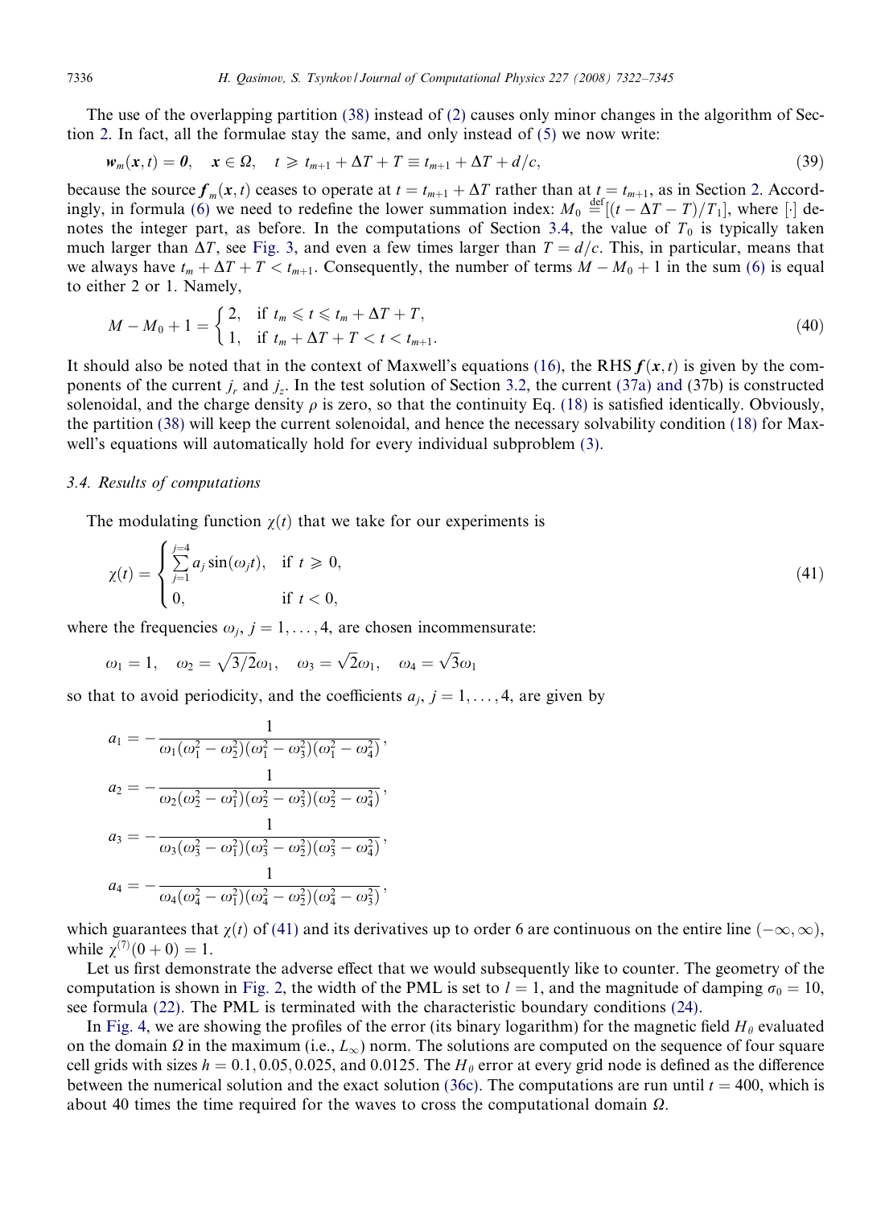The use of the overlapping partition (38) instead of (2) causes only minor changes in the algorithm of Section 2. In fact, all the formulae stay the same, and only instead of (5) we now write:

$$\boldsymbol{w}_m(\boldsymbol{x}, t) = \boldsymbol{0}, \quad \boldsymbol{x} \in \Omega, \quad t \geqslant t_{m+1} + \Delta T + T \equiv t_{m+1} + \Delta T + d/c, \tag{39}$$

because the source $\boldsymbol{f}_m(\boldsymbol{x}, t)$ ceases to operate at $t = t_{m+1} + \Delta T$ rather than at $t = t_{m+1}$, as in Section 2. Accordingly, in formula (6) we need to redefine the lower summation index: $M_0 \stackrel{\text{def}}{=} [(t - \Delta T - T)/T_1]$, where $[\cdot]$ denotes the integer part, as before. In the computations of Section 3.4, the value of $T_0$ is typically taken much larger than $\Delta T$, see Fig. 3, and even a few times larger than $T = d/c$. This, in particular, means that we always have $t_m + \Delta T + T < t_{m+1}$. Consequently, the number of terms $M - M_0 + 1$ in the sum (6) is equal to either 2 or 1. Namely,

$$M - M_0 + 1 = \begin{cases} 2, & \text{if } t_m \leqslant t \leqslant t_m + \Delta T + T, \\ 1, & \text{if } t_m + \Delta T + T < t < t_{m+1}. \end{cases} \tag{40}$$

It should also be noted that in the context of Maxwell's equations (16), the RHS $\boldsymbol{f}(\boldsymbol{x}, t)$ is given by the components of the current $j_r$ and $j_z$. In the test solution of Section 3.2, the current (37a) and (37b) is constructed solenoidal, and the charge density $\rho$ is zero, so that the continuity Eq. (18) is satisfied identically. Obviously, the partition (38) will keep the current solenoidal, and hence the necessary solvability condition (18) for Maxwell's equations will automatically hold for every individual subproblem (3).

### 3.4. Results of computations

The modulating function $\chi(t)$ that we take for our experiments is

$$\chi(t) = \begin{cases} \sum\limits_{j=1}^{j=4} a_j \sin(\omega_j t), & \text{if } t \geqslant 0, \\ 0, & \text{if } t < 0, \end{cases} \tag{41}$$

where the frequencies $\omega_j$, $j = 1, \ldots, 4$, are chosen incommensurate:

$$\omega_1 = 1, \quad \omega_2 = \sqrt{3/2}\,\omega_1, \quad \omega_3 = \sqrt{2}\,\omega_1, \quad \omega_4 = \sqrt{3}\,\omega_1$$

so that to avoid periodicity, and the coefficients $a_j$, $j = 1, \ldots, 4$, are given by

$$a_1 = -\frac{1}{\omega_1(\omega_1^2 - \omega_2^2)(\omega_1^2 - \omega_3^2)(\omega_1^2 - \omega_4^2)},$$

$$a_2 = -\frac{1}{\omega_2(\omega_2^2 - \omega_1^2)(\omega_2^2 - \omega_3^2)(\omega_2^2 - \omega_4^2)},$$

$$a_3 = -\frac{1}{\omega_3(\omega_3^2 - \omega_1^2)(\omega_3^2 - \omega_2^2)(\omega_3^2 - \omega_4^2)},$$

$$a_4 = -\frac{1}{\omega_4(\omega_4^2 - \omega_1^2)(\omega_4^2 - \omega_2^2)(\omega_4^2 - \omega_3^2)},$$

which guarantees that $\chi(t)$ of (41) and its derivatives up to order 6 are continuous on the entire line $(-\infty, \infty)$, while $\chi^{(7)}(0 + 0) = 1$.

Let us first demonstrate the adverse effect that we would subsequently like to counter. The geometry of the computation is shown in Fig. 2, the width of the PML is set to $l = 1$, and the magnitude of damping $\sigma_0 = 10$, see formula (22). The PML is terminated with the characteristic boundary conditions (24).

In Fig. 4, we are showing the profiles of the error (its binary logarithm) for the magnetic field $H_\theta$ evaluated on the domain $\Omega$ in the maximum (i.e., $L_\infty$) norm. The solutions are computed on the sequence of four square cell grids with sizes $h = 0.1, 0.05, 0.025$, and $0.0125$. The $H_\theta$ error at every grid node is defined as the difference between the numerical solution and the exact solution (36c). The computations are run until $t = 400$, which is about 40 times the time required for the waves to cross the computational domain $\Omega$.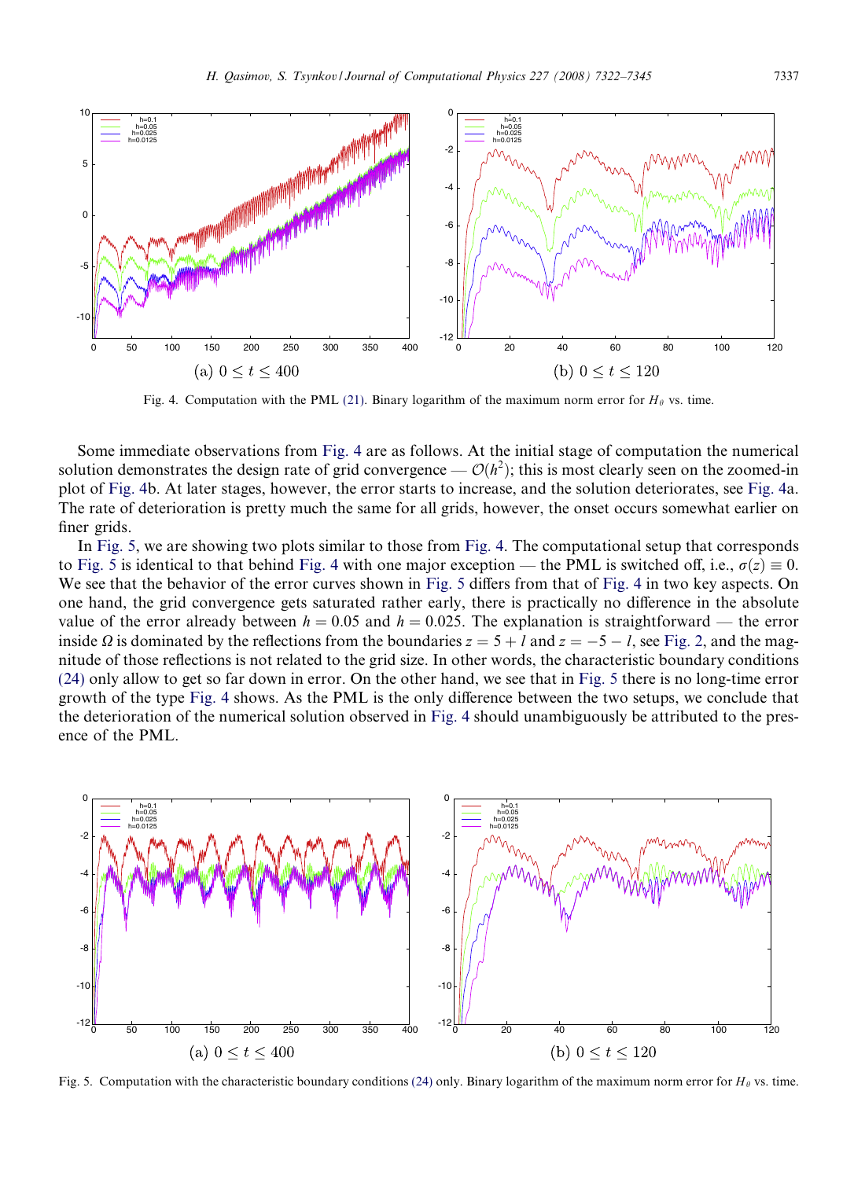Fig. 4. Computation with the PML (21). Binary logarithm of the maximum norm error for $H_\theta$ vs. time.

Some immediate observations from Fig. 4 are as follows. At the initial stage of computation the numerical solution demonstrates the design rate of grid convergence — $\mathcal{O}(h^2)$; this is most clearly seen on the zoomed-in plot of Fig. 4b. At later stages, however, the error starts to increase, and the solution deteriorates, see Fig. 4a. The rate of deterioration is pretty much the same for all grids, however, the onset occurs somewhat earlier on finer grids.

In Fig. 5, we are showing two plots similar to those from Fig. 4. The computational setup that corresponds to Fig. 5 is identical to that behind Fig. 4 with one major exception — the PML is switched off, i.e., $\sigma(z) \equiv 0$. We see that the behavior of the error curves shown in Fig. 5 differs from that of Fig. 4 in two key aspects. On one hand, the grid convergence gets saturated rather early, there is practically no difference in the absolute value of the error already between $h = 0.05$ and $h = 0.025$. The explanation is straightforward — the error inside $\Omega$ is dominated by the reflections from the boundaries $z = 5 + l$ and $z = -5 - l$, see Fig. 2, and the magnitude of those reflections is not related to the grid size. In other words, the characteristic boundary conditions (24) only allow to get so far down in error. On the other hand, we see that in Fig. 5 there is no long-time error growth of the type Fig. 4 shows. As the PML is the only difference between the two setups, we conclude that the deterioration of the numerical solution observed in Fig. 4 should unambiguously be attributed to the presence of the PML.

Fig. 5. Computation with the characteristic boundary conditions (24) only. Binary logarithm of the maximum norm error for $H_\theta$ vs. time.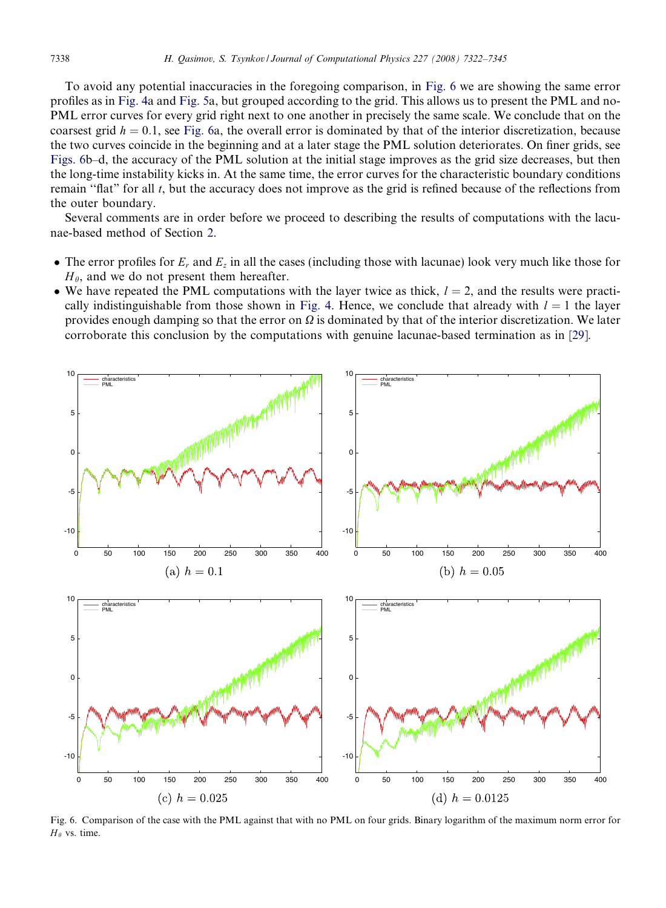To avoid any potential inaccuracies in the foregoing comparison, in Fig. 6 we are showing the same error profiles as in Fig. 4a and Fig. 5a, but grouped according to the grid. This allows us to present the PML and no-PML error curves for every grid right next to one another in precisely the same scale. We conclude that on the coarsest grid $h = 0.1$, see Fig. 6a, the overall error is dominated by that of the interior discretization, because the two curves coincide in the beginning and at a later stage the PML solution deteriorates. On finer grids, see Figs. 6b–d, the accuracy of the PML solution at the initial stage improves as the grid size decreases, but then the long-time instability kicks in. At the same time, the error curves for the characteristic boundary conditions remain "flat" for all $t$, but the accuracy does not improve as the grid is refined because of the reflections from the outer boundary.

Several comments are in order before we proceed to describing the results of computations with the lacunae-based method of Section 2.

- The error profiles for $E_r$ and $E_z$ in all the cases (including those with lacunae) look very much like those for $H_\theta$, and we do not present them hereafter.
- We have repeated the PML computations with the layer twice as thick, $l = 2$, and the results were practically indistinguishable from those shown in Fig. 4. Hence, we conclude that already with $l = 1$ the layer provides enough damping so that the error on $\Omega$ is dominated by that of the interior discretization. We later corroborate this conclusion by the computations with genuine lacunae-based termination as in [29].

(a) $h = 0.1$

(b) $h = 0.05$

(c) $h = 0.025$

(d) $h = 0.0125$

Fig. 6. Comparison of the case with the PML against that with no PML on four grids. Binary logarithm of the maximum norm error for $H_\theta$ vs. time.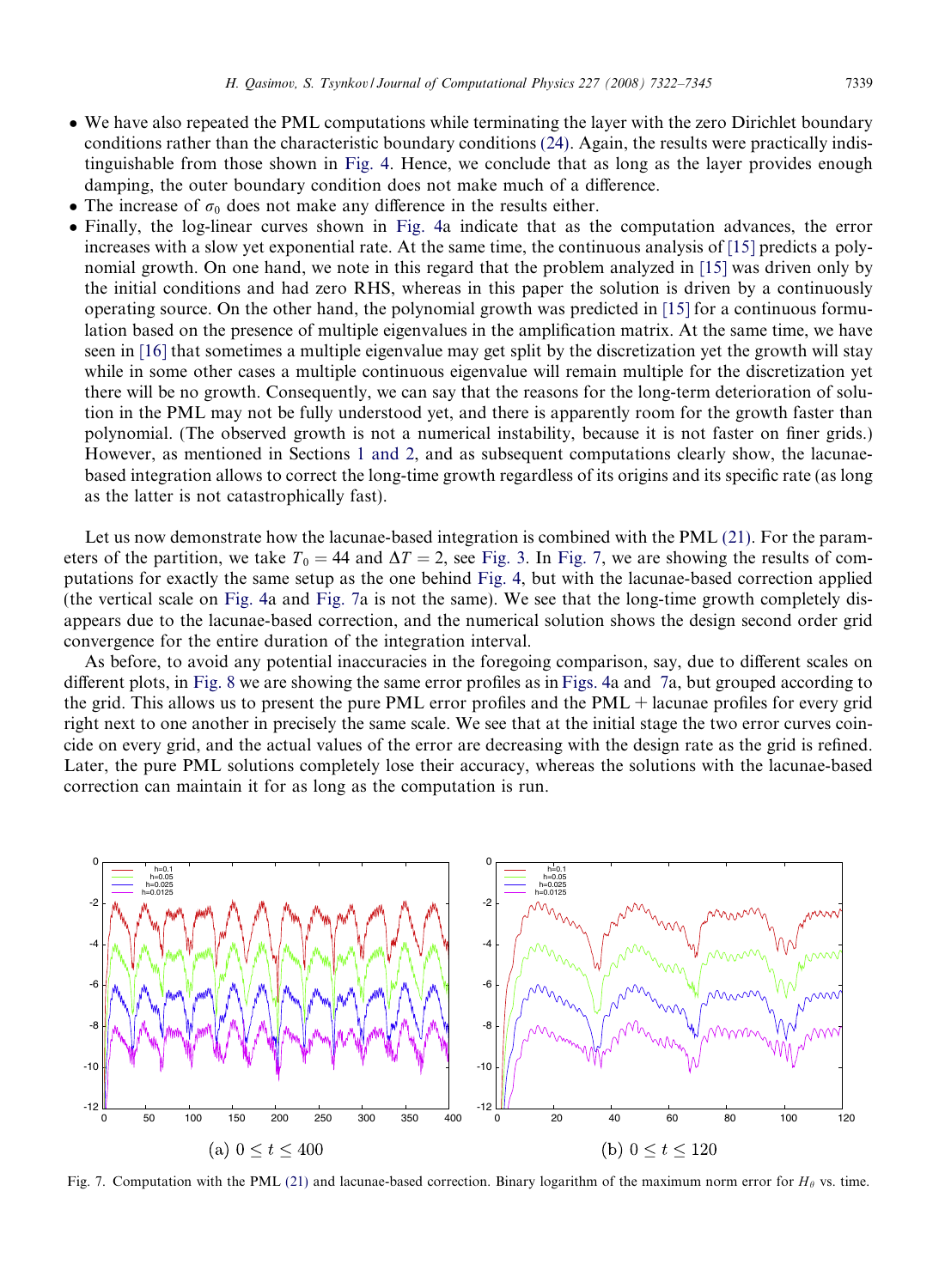- We have also repeated the PML computations while terminating the layer with the zero Dirichlet boundary conditions rather than the characteristic boundary conditions (24). Again, the results were practically indistinguishable from those shown in Fig. 4. Hence, we conclude that as long as the layer provides enough damping, the outer boundary condition does not make much of a difference.
- The increase of $\sigma_0$ does not make any difference in the results either.
- Finally, the log-linear curves shown in Fig. 4a indicate that as the computation advances, the error increases with a slow yet exponential rate. At the same time, the continuous analysis of [15] predicts a polynomial growth. On one hand, we note in this regard that the problem analyzed in [15] was driven only by the initial conditions and had zero RHS, whereas in this paper the solution is driven by a continuously operating source. On the other hand, the polynomial growth was predicted in [15] for a continuous formulation based on the presence of multiple eigenvalues in the amplification matrix. At the same time, we have seen in [16] that sometimes a multiple eigenvalue may get split by the discretization yet the growth will stay while in some other cases a multiple continuous eigenvalue will remain multiple for the discretization yet there will be no growth. Consequently, we can say that the reasons for the long-term deterioration of solution in the PML may not be fully understood yet, and there is apparently room for the growth faster than polynomial. (The observed growth is not a numerical instability, because it is not faster on finer grids.) However, as mentioned in Sections 1 and 2, and as subsequent computations clearly show, the lacunae-based integration allows to correct the long-time growth regardless of its origins and its specific rate (as long as the latter is not catastrophically fast).

Let us now demonstrate how the lacunae-based integration is combined with the PML (21). For the parameters of the partition, we take $T_0 = 44$ and $\Delta T = 2$, see Fig. 3. In Fig. 7, we are showing the results of computations for exactly the same setup as the one behind Fig. 4, but with the lacunae-based correction applied (the vertical scale on Fig. 4a and Fig. 7a is not the same). We see that the long-time growth completely disappears due to the lacunae-based correction, and the numerical solution shows the design second order grid convergence for the entire duration of the integration interval.

As before, to avoid any potential inaccuracies in the foregoing comparison, say, due to different scales on different plots, in Fig. 8 we are showing the same error profiles as in Figs. 4a and 7a, but grouped according to the grid. This allows us to present the pure PML error profiles and the PML + lacunae profiles for every grid right next to one another in precisely the same scale. We see that at the initial stage the two error curves coincide on every grid, and the actual values of the error are decreasing with the design rate as the grid is refined. Later, the pure PML solutions completely lose their accuracy, whereas the solutions with the lacunae-based correction can maintain it for as long as the computation is run.

(a) $0 \leq t \leq 400$

(b) $0 \leq t \leq 120$

Fig. 7. Computation with the PML (21) and lacunae-based correction. Binary logarithm of the maximum norm error for $H_\theta$ vs. time.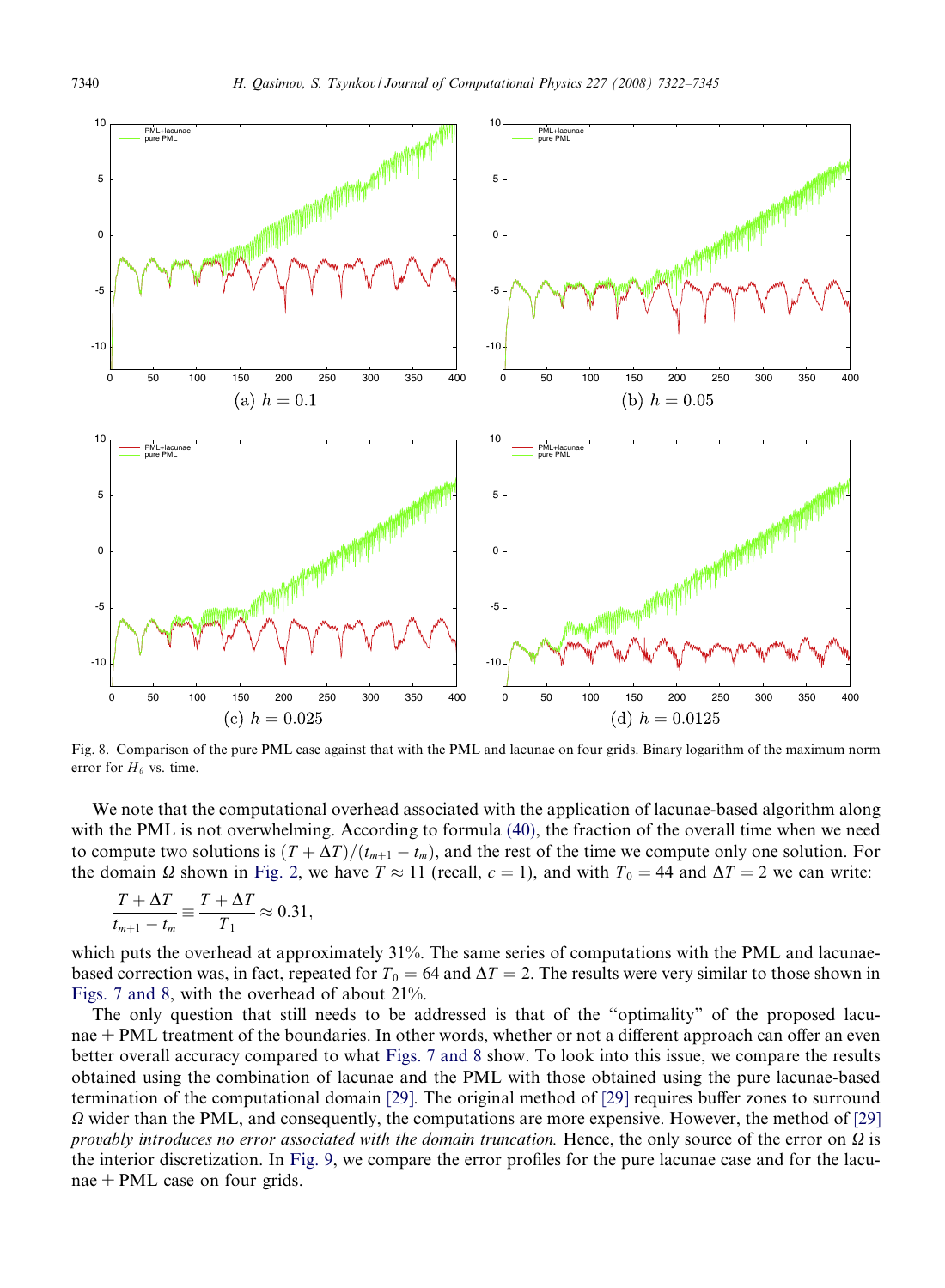Fig. 8. Comparison of the pure PML case against that with the PML and lacunae on four grids. Binary logarithm of the maximum norm error for $H_\theta$ vs. time.

We note that the computational overhead associated with the application of lacunae-based algorithm along with the PML is not overwhelming. According to formula (40), the fraction of the overall time when we need to compute two solutions is $(T + \Delta T)/(t_{m+1} - t_m)$, and the rest of the time we compute only one solution. For the domain $\Omega$ shown in Fig. 2, we have $T \approx 11$ (recall, $c = 1$), and with $T_0 = 44$ and $\Delta T = 2$ we can write:

$$\frac{T + \Delta T}{t_{m+1} - t_m} \equiv \frac{T + \Delta T}{T_1} \approx 0.31,$$

which puts the overhead at approximately 31%. The same series of computations with the PML and lacunae-based correction was, in fact, repeated for $T_0 = 64$ and $\Delta T = 2$. The results were very similar to those shown in Figs. 7 and 8, with the overhead of about 21%.

The only question that still needs to be addressed is that of the "optimality" of the proposed lacunae + PML treatment of the boundaries. In other words, whether or not a different approach can offer an even better overall accuracy compared to what Figs. 7 and 8 show. To look into this issue, we compare the results obtained using the combination of lacunae and the PML with those obtained using the pure lacunae-based termination of the computational domain [29]. The original method of [29] requires buffer zones to surround $\Omega$ wider than the PML, and consequently, the computations are more expensive. However, the method of [29] *provably introduces no error associated with the domain truncation.* Hence, the only source of the error on $\Omega$ is the interior discretization. In Fig. 9, we compare the error profiles for the pure lacunae case and for the lacunae + PML case on four grids.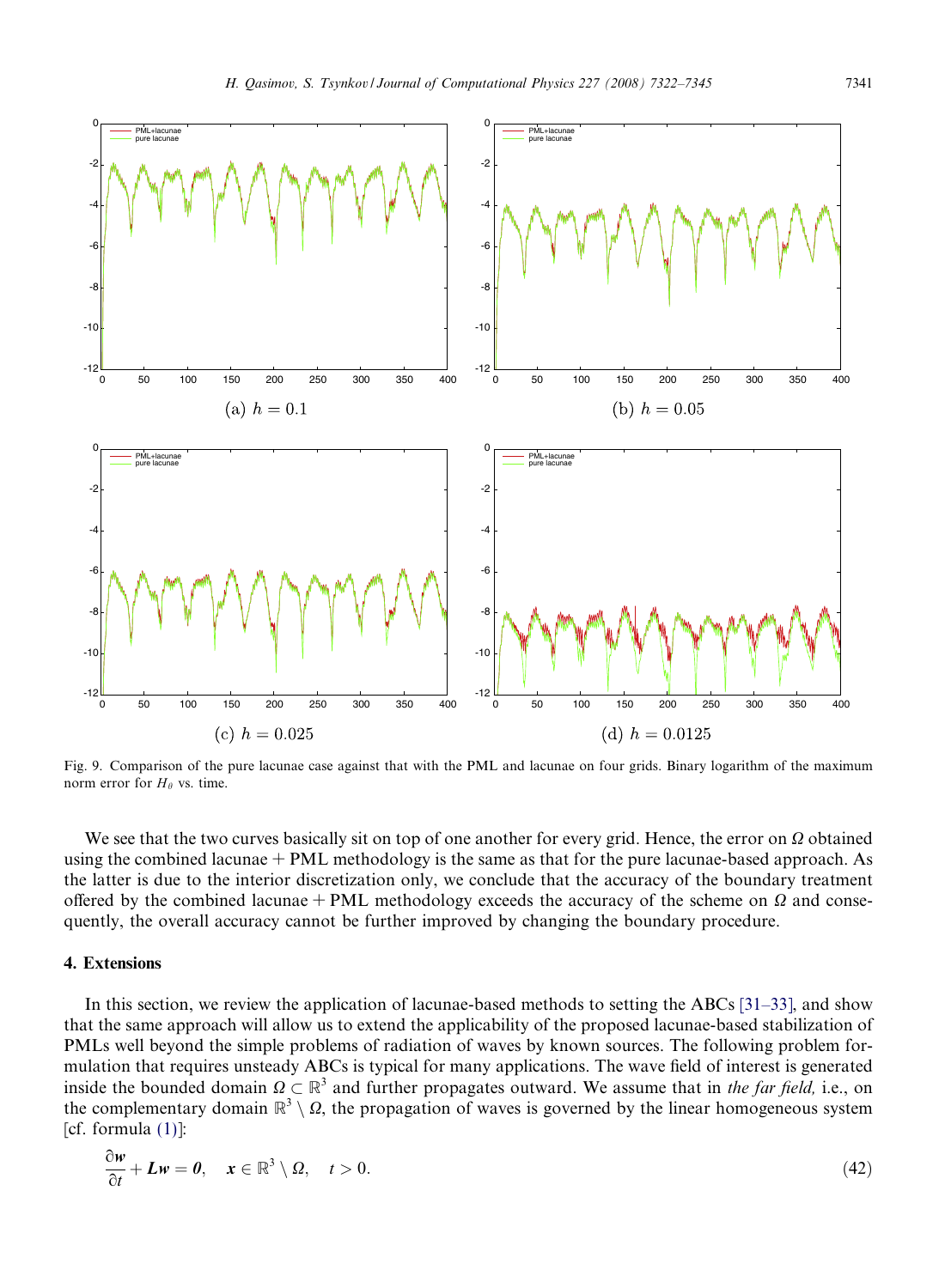Fig. 9. Comparison of the pure lacunae case against that with the PML and lacunae on four grids. Binary logarithm of the maximum norm error for $H_\theta$ vs. time.

(a) $h = 0.1$ (b) $h = 0.05$ (c) $h = 0.025$ (d) $h = 0.0125$

We see that the two curves basically sit on top of one another for every grid. Hence, the error on $\Omega$ obtained using the combined lacunae + PML methodology is the same as that for the pure lacunae-based approach. As the latter is due to the interior discretization only, we conclude that the accuracy of the boundary treatment offered by the combined lacunae + PML methodology exceeds the accuracy of the scheme on $\Omega$ and consequently, the overall accuracy cannot be further improved by changing the boundary procedure.

## 4. Extensions

In this section, we review the application of lacunae-based methods to setting the ABCs [31–33], and show that the same approach will allow us to extend the applicability of the proposed lacunae-based stabilization of PMLs well beyond the simple problems of radiation of waves by known sources. The following problem formulation that requires unsteady ABCs is typical for many applications. The wave field of interest is generated inside the bounded domain $\Omega \subset \mathbb{R}^3$ and further propagates outward. We assume that in *the far field,* i.e., on the complementary domain $\mathbb{R}^3 \setminus \Omega$, the propagation of waves is governed by the linear homogeneous system [cf. formula (1)]:

$$\frac{\partial \boldsymbol{w}}{\partial t} + \boldsymbol{L}\boldsymbol{w} = \boldsymbol{0}, \quad \boldsymbol{x} \in \mathbb{R}^3 \setminus \Omega, \quad t > 0. \tag{42}$$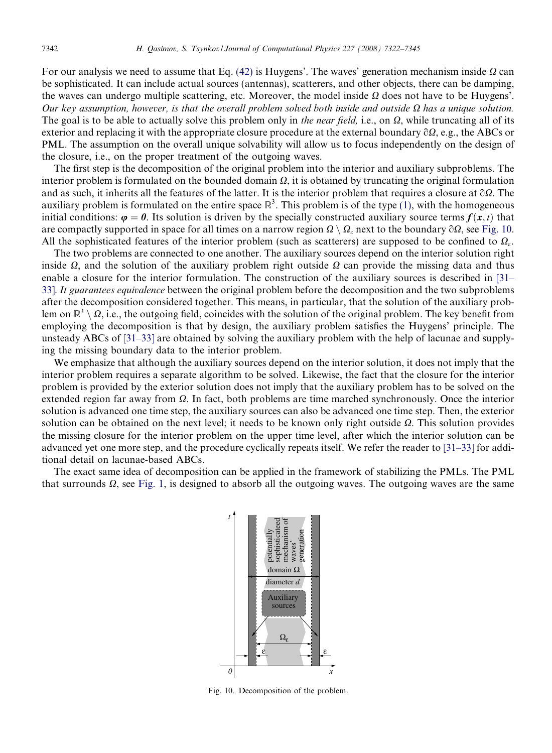For our analysis we need to assume that Eq. (42) is Huygens'. The waves' generation mechanism inside $\Omega$ can be sophisticated. It can include actual sources (antennas), scatterers, and other objects, there can be damping, the waves can undergo multiple scattering, etc. Moreover, the model inside $\Omega$ does not have to be Huygens'. *Our key assumption, however, is that the overall problem solved both inside and outside $\Omega$ has a unique solution.* The goal is to be able to actually solve this problem only in *the near field,* i.e., on $\Omega$, while truncating all of its exterior and replacing it with the appropriate closure procedure at the external boundary $\partial\Omega$, e.g., the ABCs or PML. The assumption on the overall unique solvability will allow us to focus independently on the design of the closure, i.e., on the proper treatment of the outgoing waves.

The first step is the decomposition of the original problem into the interior and auxiliary subproblems. The interior problem is formulated on the bounded domain $\Omega$, it is obtained by truncating the original formulation and as such, it inherits all the features of the latter. It is the interior problem that requires a closure at $\partial\Omega$. The auxiliary problem is formulated on the entire space $\mathbb{R}^3$. This problem is of the type (1), with the homogeneous initial conditions: $\boldsymbol{\varphi} = \boldsymbol{0}$. Its solution is driven by the specially constructed auxiliary source terms $\boldsymbol{f}(\boldsymbol{x}, t)$ that are compactly supported in space for all times on a narrow region $\Omega \setminus \Omega_\varepsilon$ next to the boundary $\partial\Omega$, see Fig. 10. All the sophisticated features of the interior problem (such as scatterers) are supposed to be confined to $\Omega_\varepsilon$.

The two problems are connected to one another. The auxiliary sources depend on the interior solution right inside $\Omega$, and the solution of the auxiliary problem right outside $\Omega$ can provide the missing data and thus enable a closure for the interior formulation. The construction of the auxiliary sources is described in [31–33]. *It guarantees equivalence* between the original problem before the decomposition and the two subproblems after the decomposition considered together. This means, in particular, that the solution of the auxiliary problem on $\mathbb{R}^3 \setminus \Omega$, i.e., the outgoing field, coincides with the solution of the original problem. The key benefit from employing the decomposition is that by design, the auxiliary problem satisfies the Huygens' principle. The unsteady ABCs of [31–33] are obtained by solving the auxiliary problem with the help of lacunae and supplying the missing boundary data to the interior problem.

We emphasize that although the auxiliary sources depend on the interior solution, it does not imply that the interior problem requires a separate algorithm to be solved. Likewise, the fact that the closure for the interior problem is provided by the exterior solution does not imply that the auxiliary problem has to be solved on the extended region far away from $\Omega$. In fact, both problems are time marched synchronously. Once the interior solution is advanced one time step, the auxiliary sources can also be advanced one time step. Then, the exterior solution can be obtained on the next level; it needs to be known only right outside $\Omega$. This solution provides the missing closure for the interior problem on the upper time level, after which the interior solution can be advanced yet one more step, and the procedure cyclically repeats itself. We refer the reader to [31–33] for additional detail on lacunae-based ABCs.

The exact same idea of decomposition can be applied in the framework of stabilizing the PMLs. The PML that surrounds $\Omega$, see Fig. 1, is designed to absorb all the outgoing waves. The outgoing waves are the same

Fig. 10. Decomposition of the problem.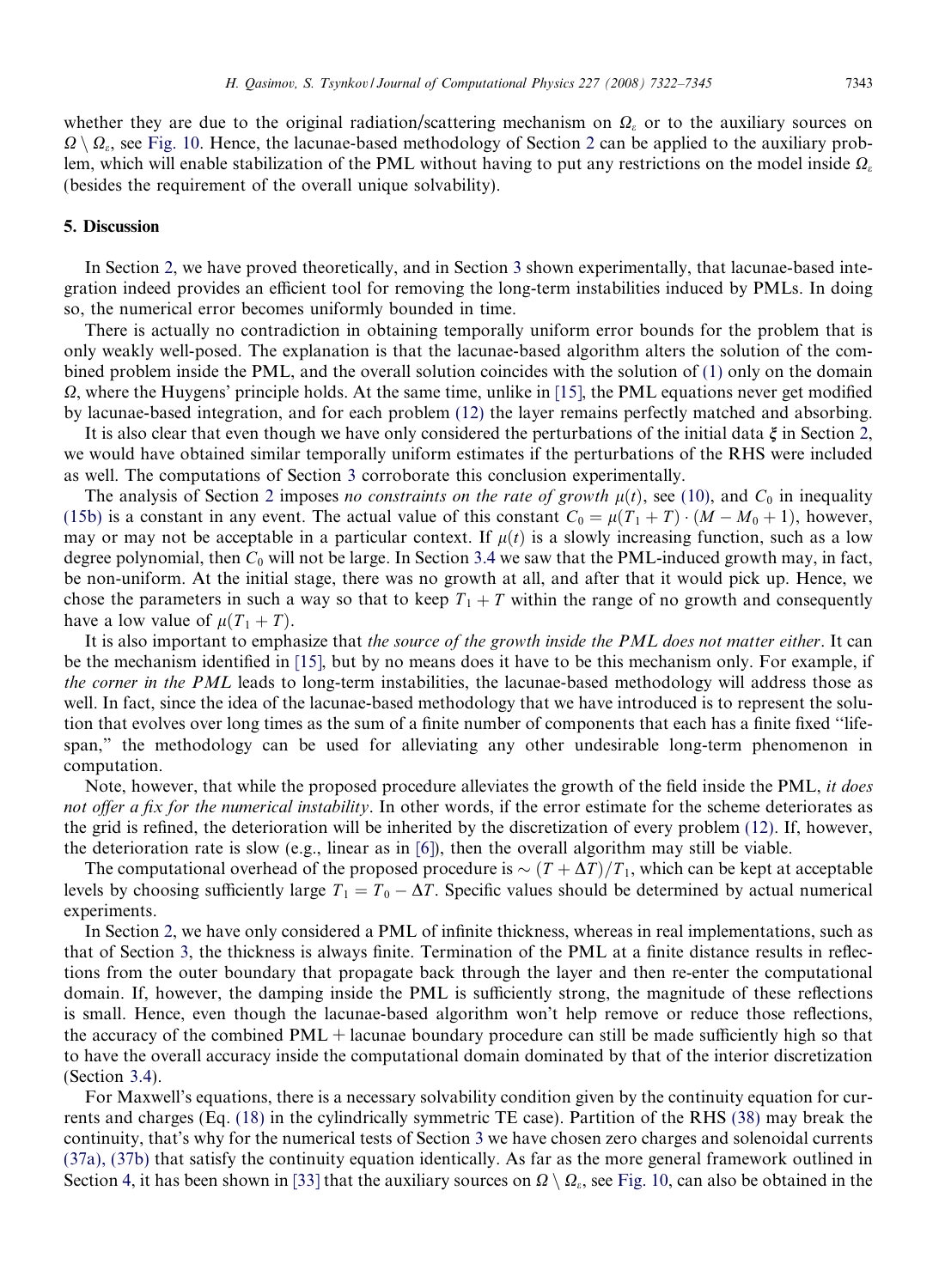whether they are due to the original radiation/scattering mechanism on $\Omega_\varepsilon$ or to the auxiliary sources on $\Omega \setminus \Omega_\varepsilon$, see Fig. 10. Hence, the lacunae-based methodology of Section 2 can be applied to the auxiliary problem, which will enable stabilization of the PML without having to put any restrictions on the model inside $\Omega_\varepsilon$ (besides the requirement of the overall unique solvability).

## 5. Discussion

In Section 2, we have proved theoretically, and in Section 3 shown experimentally, that lacunae-based integration indeed provides an efficient tool for removing the long-term instabilities induced by PMLs. In doing so, the numerical error becomes uniformly bounded in time.

There is actually no contradiction in obtaining temporally uniform error bounds for the problem that is only weakly well-posed. The explanation is that the lacunae-based algorithm alters the solution of the combined problem inside the PML, and the overall solution coincides with the solution of (1) only on the domain $\Omega$, where the Huygens' principle holds. At the same time, unlike in [15], the PML equations never get modified by lacunae-based integration, and for each problem (12) the layer remains perfectly matched and absorbing.

It is also clear that even though we have only considered the perturbations of the initial data $\boldsymbol{\xi}$ in Section 2, we would have obtained similar temporally uniform estimates if the perturbations of the RHS were included as well. The computations of Section 3 corroborate this conclusion experimentally.

The analysis of Section 2 imposes *no constraints on the rate of growth* $\mu(t)$, see (10), and $C_0$ in inequality (15b) is a constant in any event. The actual value of this constant $C_0 = \mu(T_1 + T) \cdot (M - M_0 + 1)$, however, may or may not be acceptable in a particular context. If $\mu(t)$ is a slowly increasing function, such as a low degree polynomial, then $C_0$ will not be large. In Section 3.4 we saw that the PML-induced growth may, in fact, be non-uniform. At the initial stage, there was no growth at all, and after that it would pick up. Hence, we chose the parameters in such a way so that to keep $T_1 + T$ within the range of no growth and consequently have a low value of $\mu(T_1 + T)$.

It is also important to emphasize that *the source of the growth inside the PML does not matter either*. It can be the mechanism identified in [15], but by no means does it have to be this mechanism only. For example, if *the corner in the PML* leads to long-term instabilities, the lacunae-based methodology will address those as well. In fact, since the idea of the lacunae-based methodology that we have introduced is to represent the solution that evolves over long times as the sum of a finite number of components that each has a finite fixed "lifespan," the methodology can be used for alleviating any other undesirable long-term phenomenon in computation.

Note, however, that while the proposed procedure alleviates the growth of the field inside the PML, *it does not offer a fix for the numerical instability*. In other words, if the error estimate for the scheme deteriorates as the grid is refined, the deterioration will be inherited by the discretization of every problem (12). If, however, the deterioration rate is slow (e.g., linear as in [6]), then the overall algorithm may still be viable.

The computational overhead of the proposed procedure is $\sim (T + \Delta T)/T_1$, which can be kept at acceptable levels by choosing sufficiently large $T_1 = T_0 - \Delta T$. Specific values should be determined by actual numerical experiments.

In Section 2, we have only considered a PML of infinite thickness, whereas in real implementations, such as that of Section 3, the thickness is always finite. Termination of the PML at a finite distance results in reflections from the outer boundary that propagate back through the layer and then re-enter the computational domain. If, however, the damping inside the PML is sufficiently strong, the magnitude of these reflections is small. Hence, even though the lacunae-based algorithm won't help remove or reduce those reflections, the accuracy of the combined PML + lacunae boundary procedure can still be made sufficiently high so that to have the overall accuracy inside the computational domain dominated by that of the interior discretization (Section 3.4).

For Maxwell's equations, there is a necessary solvability condition given by the continuity equation for currents and charges (Eq. (18) in the cylindrically symmetric TE case). Partition of the RHS (38) may break the continuity, that's why for the numerical tests of Section 3 we have chosen zero charges and solenoidal currents (37a), (37b) that satisfy the continuity equation identically. As far as the more general framework outlined in Section 4, it has been shown in [33] that the auxiliary sources on $\Omega \setminus \Omega_\varepsilon$, see Fig. 10, can also be obtained in the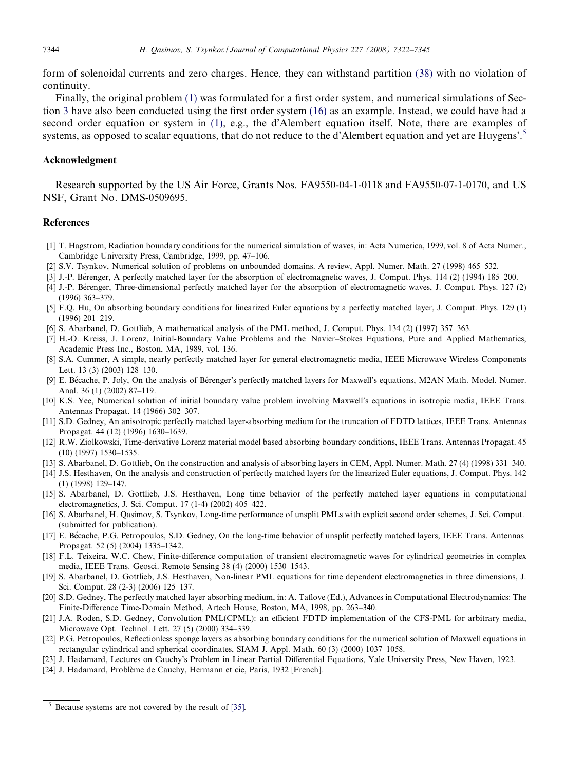form of solenoidal currents and zero charges. Hence, they can withstand partition (38) with no violation of continuity.

Finally, the original problem (1) was formulated for a first order system, and numerical simulations of Section 3 have also been conducted using the first order system (16) as an example. Instead, we could have had a second order equation or system in (1), e.g., the d'Alembert equation itself. Note, there are examples of systems, as opposed to scalar equations, that do not reduce to the d'Alembert equation and yet are Huygens'.[5]

## Acknowledgment

Research supported by the US Air Force, Grants Nos. FA9550-04-1-0118 and FA9550-07-1-0170, and US NSF, Grant No. DMS-0509695.

## References

[1] T. Hagstrom, Radiation boundary conditions for the numerical simulation of waves, in: Acta Numerica, 1999, vol. 8 of Acta Numer., Cambridge University Press, Cambridge, 1999, pp. 47–106.

[2] S.V. Tsynkov, Numerical solution of problems on unbounded domains. A review, Appl. Numer. Math. 27 (1998) 465–532.

[3] J.-P. Bérenger, A perfectly matched layer for the absorption of electromagnetic waves, J. Comput. Phys. 114 (2) (1994) 185–200.

[4] J.-P. Bérenger, Three-dimensional perfectly matched layer for the absorption of electromagnetic waves, J. Comput. Phys. 127 (2) (1996) 363–379.

[5] F.Q. Hu, On absorbing boundary conditions for linearized Euler equations by a perfectly matched layer, J. Comput. Phys. 129 (1) (1996) 201–219.

[6] S. Abarbanel, D. Gottlieb, A mathematical analysis of the PML method, J. Comput. Phys. 134 (2) (1997) 357–363.

[7] H.-O. Kreiss, J. Lorenz, Initial-Boundary Value Problems and the Navier–Stokes Equations, Pure and Applied Mathematics, Academic Press Inc., Boston, MA, 1989, vol. 136.

[8] S.A. Cummer, A simple, nearly perfectly matched layer for general electromagnetic media, IEEE Microwave Wireless Components Lett. 13 (3) (2003) 128–130.

[9] E. Bécache, P. Joly, On the analysis of Bérenger's perfectly matched layers for Maxwell's equations, M2AN Math. Model. Numer. Anal. 36 (1) (2002) 87–119.

[10] K.S. Yee, Numerical solution of initial boundary value problem involving Maxwell's equations in isotropic media, IEEE Trans. Antennas Propagat. 14 (1966) 302–307.

[11] S.D. Gedney, An anisotropic perfectly matched layer-absorbing medium for the truncation of FDTD lattices, IEEE Trans. Antennas Propagat. 44 (12) (1996) 1630–1639.

[12] R.W. Ziolkowski, Time-derivative Lorenz material model based absorbing boundary conditions, IEEE Trans. Antennas Propagat. 45 (10) (1997) 1530–1535.

[13] S. Abarbanel, D. Gottlieb, On the construction and analysis of absorbing layers in CEM, Appl. Numer. Math. 27 (4) (1998) 331–340.

[14] J.S. Hesthaven, On the analysis and construction of perfectly matched layers for the linearized Euler equations, J. Comput. Phys. 142 (1) (1998) 129–147.

[15] S. Abarbanel, D. Gottlieb, J.S. Hesthaven, Long time behavior of the perfectly matched layer equations in computational electromagnetics, J. Sci. Comput. 17 (1-4) (2002) 405–422.

[16] S. Abarbanel, H. Qasimov, S. Tsynkov, Long-time performance of unsplit PMLs with explicit second order schemes, J. Sci. Comput. (submitted for publication).

[17] E. Bécache, P.G. Petropoulos, S.D. Gedney, On the long-time behavior of unsplit perfectly matched layers, IEEE Trans. Antennas Propagat. 52 (5) (2004) 1335–1342.

[18] F.L. Teixeira, W.C. Chew, Finite-difference computation of transient electromagnetic waves for cylindrical geometries in complex media, IEEE Trans. Geosci. Remote Sensing 38 (4) (2000) 1530–1543.

[19] S. Abarbanel, D. Gottlieb, J.S. Hesthaven, Non-linear PML equations for time dependent electromagnetics in three dimensions, J. Sci. Comput. 28 (2-3) (2006) 125–137.

[20] S.D. Gedney, The perfectly matched layer absorbing medium, in: A. Taflove (Ed.), Advances in Computational Electrodynamics: The Finite-Difference Time-Domain Method, Artech House, Boston, MA, 1998, pp. 263–340.

[21] J.A. Roden, S.D. Gedney, Convolution PML(CPML): an efficient FDTD implementation of the CFS-PML for arbitrary media, Microwave Opt. Technol. Lett. 27 (5) (2000) 334–339.

[22] P.G. Petropoulos, Reflectionless sponge layers as absorbing boundary conditions for the numerical solution of Maxwell equations in rectangular cylindrical and spherical coordinates, SIAM J. Appl. Math. 60 (3) (2000) 1037–1058.

[23] J. Hadamard, Lectures on Cauchy's Problem in Linear Partial Differential Equations, Yale University Press, New Haven, 1923.

[24] J. Hadamard, Problème de Cauchy, Hermann et cie, Paris, 1932 [French].

---

[5] Because systems are not covered by the result of [35].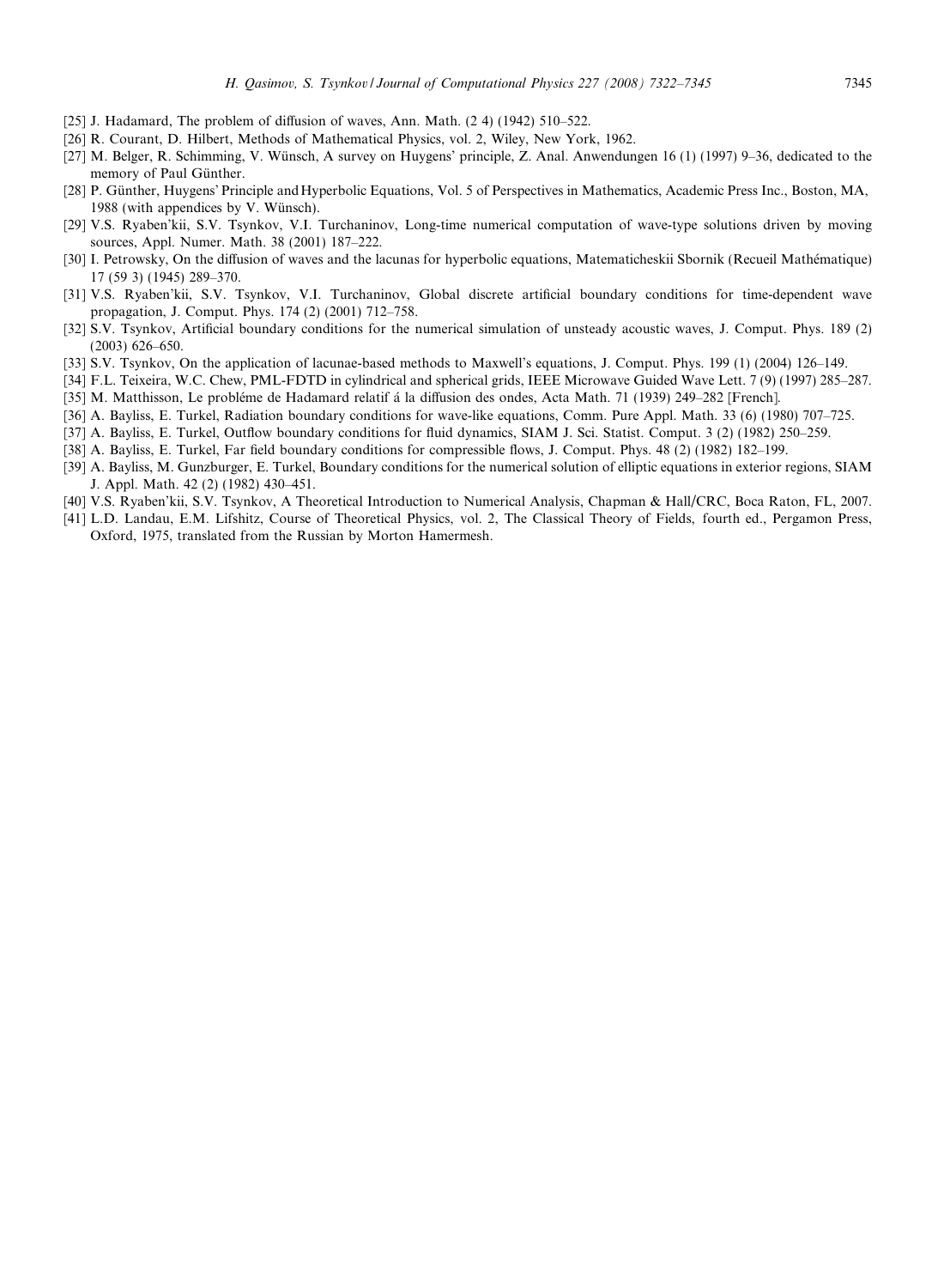[25] J. Hadamard, The problem of diffusion of waves, Ann. Math. (2 4) (1942) 510–522.

[26] R. Courant, D. Hilbert, Methods of Mathematical Physics, vol. 2, Wiley, New York, 1962.

[27] M. Belger, R. Schimming, V. Wünsch, A survey on Huygens' principle, Z. Anal. Anwendungen 16 (1) (1997) 9–36, dedicated to the memory of Paul Günther.

[28] P. Günther, Huygens' Principle and Hyperbolic Equations, Vol. 5 of Perspectives in Mathematics, Academic Press Inc., Boston, MA, 1988 (with appendices by V. Wünsch).

[29] V.S. Ryaben'kii, S.V. Tsynkov, V.I. Turchaninov, Long-time numerical computation of wave-type solutions driven by moving sources, Appl. Numer. Math. 38 (2001) 187–222.

[30] I. Petrowsky, On the diffusion of waves and the lacunas for hyperbolic equations, Matematicheskii Sbornik (Recueil Mathématique) 17 (59 3) (1945) 289–370.

[31] V.S. Ryaben'kii, S.V. Tsynkov, V.I. Turchaninov, Global discrete artificial boundary conditions for time-dependent wave propagation, J. Comput. Phys. 174 (2) (2001) 712–758.

[32] S.V. Tsynkov, Artificial boundary conditions for the numerical simulation of unsteady acoustic waves, J. Comput. Phys. 189 (2) (2003) 626–650.

[33] S.V. Tsynkov, On the application of lacunae-based methods to Maxwell's equations, J. Comput. Phys. 199 (1) (2004) 126–149.

[34] F.L. Teixeira, W.C. Chew, PML-FDTD in cylindrical and spherical grids, IEEE Microwave Guided Wave Lett. 7 (9) (1997) 285–287.

[35] M. Matthisson, Le probléme de Hadamard relatif á la diffusion des ondes, Acta Math. 71 (1939) 249–282 [French].

[36] A. Bayliss, E. Turkel, Radiation boundary conditions for wave-like equations, Comm. Pure Appl. Math. 33 (6) (1980) 707–725.

[37] A. Bayliss, E. Turkel, Outflow boundary conditions for fluid dynamics, SIAM J. Sci. Statist. Comput. 3 (2) (1982) 250–259.

[38] A. Bayliss, E. Turkel, Far field boundary conditions for compressible flows, J. Comput. Phys. 48 (2) (1982) 182–199.

[39] A. Bayliss, M. Gunzburger, E. Turkel, Boundary conditions for the numerical solution of elliptic equations in exterior regions, SIAM J. Appl. Math. 42 (2) (1982) 430–451.

[40] V.S. Ryaben'kii, S.V. Tsynkov, A Theoretical Introduction to Numerical Analysis, Chapman & Hall/CRC, Boca Raton, FL, 2007.

[41] L.D. Landau, E.M. Lifshitz, Course of Theoretical Physics, vol. 2, The Classical Theory of Fields, fourth ed., Pergamon Press, Oxford, 1975, translated from the Russian by Morton Hamermesh.